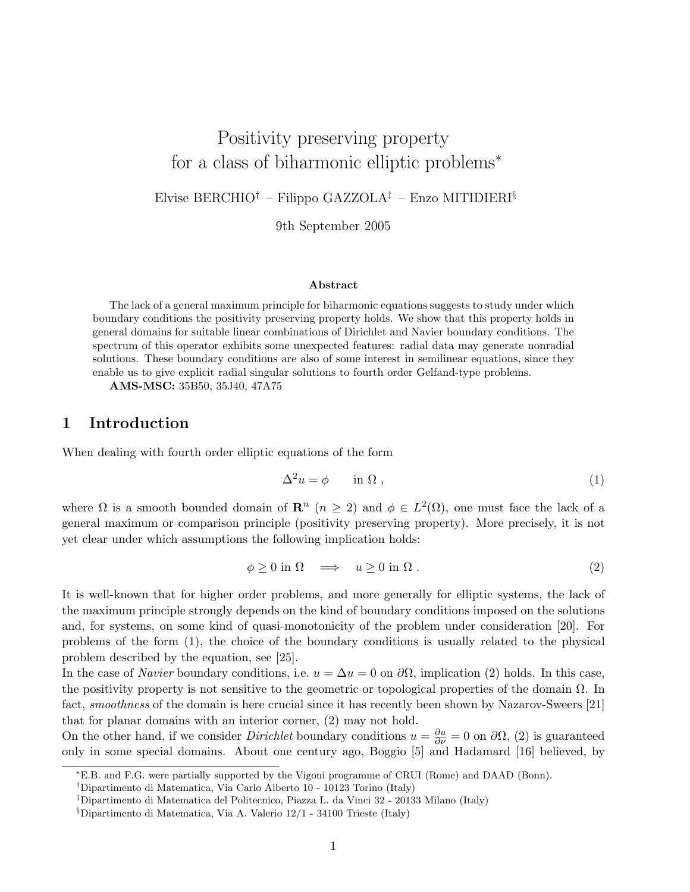# Positivity preserving property for a class of biharmonic elliptic problems*

Elvise BERCHIO[†] – Filippo GAZZOLA[‡] – Enzo MITIDIERI[§]

9th September 2005

**Abstract**

The lack of a general maximum principle for biharmonic equations suggests to study under which boundary conditions the positivity preserving property holds. We show that this property holds in general domains for suitable linear combinations of Dirichlet and Navier boundary conditions. The spectrum of this operator exhibits some unexpected features: radial data may generate nonradial solutions. These boundary conditions are also of some interest in semilinear equations, since they enable us to give explicit radial singular solutions to fourth order Gelfand-type problems.

**AMS-MSC:** 35B50, 35J40, 47A75

## 1 Introduction

When dealing with fourth order elliptic equations of the form

$$\Delta^2 u = \phi \qquad \text{in } \Omega \, , \tag{1}$$

where $\Omega$ is a smooth bounded domain of $\mathbf{R}^n$ $(n \geq 2)$ and $\phi \in L^2(\Omega)$, one must face the lack of a general maximum or comparison principle (positivity preserving property). More precisely, it is not yet clear under which assumptions the following implication holds:

$$\phi \geq 0 \text{ in } \Omega \quad \Longrightarrow \quad u \geq 0 \text{ in } \Omega \, . \tag{2}$$

It is well-known that for higher order problems, and more generally for elliptic systems, the lack of the maximum principle strongly depends on the kind of boundary conditions imposed on the solutions and, for systems, on some kind of quasi-monotonicity of the problem under consideration [20]. For problems of the form (1), the choice of the boundary conditions is usually related to the physical problem described by the equation, see [25].

In the case of *Navier* boundary conditions, i.e. $u = \Delta u = 0$ on $\partial\Omega$, implication (2) holds. In this case, the positivity property is not sensitive to the geometric or topological properties of the domain $\Omega$. In fact, *smoothness* of the domain is here crucial since it has recently been shown by Nazarov-Sweers [21] that for planar domains with an interior corner, (2) may not hold.

On the other hand, if we consider *Dirichlet* boundary conditions $u = \frac{\partial u}{\partial \nu} = 0$ on $\partial\Omega$, (2) is guaranteed only in some special domains. About one century ago, Boggio [5] and Hadamard [16] believed, by

---

*E.B. and F.G. were partially supported by the Vigoni programme of CRUI (Rome) and DAAD (Bonn).

[†]Dipartimento di Matematica, Via Carlo Alberto 10 - 10123 Torino (Italy)

[‡]Dipartimento di Matematica del Politecnico, Piazza L. da Vinci 32 - 20133 Milano (Italy)

[§]Dipartimento di Matematica, Via A. Valerio 12/1 - 34100 Trieste (Italy)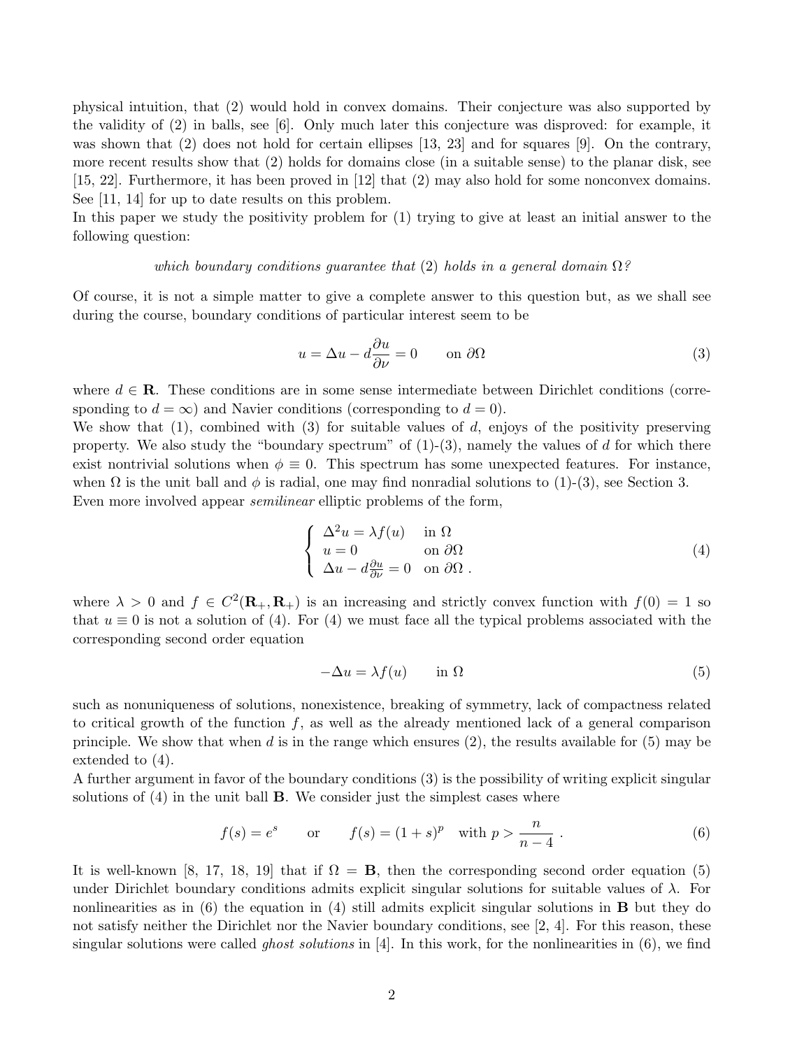physical intuition, that (2) would hold in convex domains. Their conjecture was also supported by the validity of (2) in balls, see [6]. Only much later this conjecture was disproved: for example, it was shown that (2) does not hold for certain ellipses [13, 23] and for squares [9]. On the contrary, more recent results show that (2) holds for domains close (in a suitable sense) to the planar disk, see [15, 22]. Furthermore, it has been proved in [12] that (2) may also hold for some nonconvex domains. See [11, 14] for up to date results on this problem.
In this paper we study the positivity problem for (1) trying to give at least an initial answer to the following question:

*which boundary conditions guarantee that* (2) *holds in a general domain* $\Omega$*?*

Of course, it is not a simple matter to give a complete answer to this question but, as we shall see during the course, boundary conditions of particular interest seem to be

$$u = \Delta u - d\frac{\partial u}{\partial \nu} = 0 \qquad \text{on } \partial\Omega \tag{3}$$

where $d \in \mathbf{R}$. These conditions are in some sense intermediate between Dirichlet conditions (corresponding to $d = \infty$) and Navier conditions (corresponding to $d = 0$).
We show that (1), combined with (3) for suitable values of $d$, enjoys of the positivity preserving property. We also study the "boundary spectrum" of (1)-(3), namely the values of $d$ for which there exist nontrivial solutions when $\phi \equiv 0$. This spectrum has some unexpected features. For instance, when $\Omega$ is the unit ball and $\phi$ is radial, one may find nonradial solutions to (1)-(3), see Section 3.
Even more involved appear *semilinear* elliptic problems of the form,

$$\begin{cases} \Delta^2 u = \lambda f(u) & \text{in } \Omega \\ u = 0 & \text{on } \partial\Omega \\ \Delta u - d\frac{\partial u}{\partial \nu} = 0 & \text{on } \partial\Omega \,. \end{cases} \tag{4}$$

where $\lambda > 0$ and $f \in C^2(\mathbf{R}_+, \mathbf{R}_+)$ is an increasing and strictly convex function with $f(0) = 1$ so that $u \equiv 0$ is not a solution of (4). For (4) we must face all the typical problems associated with the corresponding second order equation

$$-\Delta u = \lambda f(u) \qquad \text{in } \Omega \tag{5}$$

such as nonuniqueness of solutions, nonexistence, breaking of symmetry, lack of compactness related to critical growth of the function $f$, as well as the already mentioned lack of a general comparison principle. We show that when $d$ is in the range which ensures (2), the results available for (5) may be extended to (4).
A further argument in favor of the boundary conditions (3) is the possibility of writing explicit singular solutions of (4) in the unit ball $\mathbf{B}$. We consider just the simplest cases where

$$f(s) = e^s \qquad \text{or} \qquad f(s) = (1+s)^p \quad \text{with } p > \frac{n}{n-4} \,. \tag{6}$$

It is well-known [8, 17, 18, 19] that if $\Omega = \mathbf{B}$, then the corresponding second order equation (5) under Dirichlet boundary conditions admits explicit singular solutions for suitable values of $\lambda$. For nonlinearities as in (6) the equation in (4) still admits explicit singular solutions in $\mathbf{B}$ but they do not satisfy neither the Dirichlet nor the Navier boundary conditions, see [2, 4]. For this reason, these singular solutions were called *ghost solutions* in [4]. In this work, for the nonlinearities in (6), we find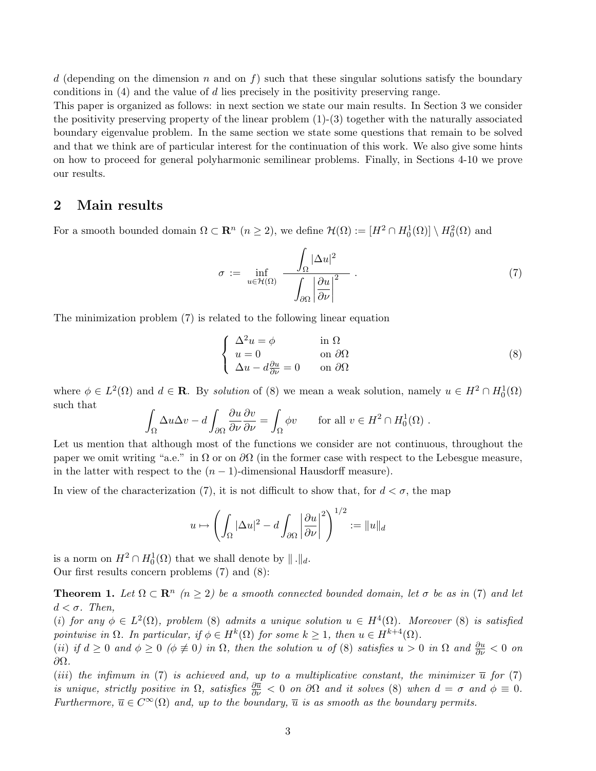$d$ (depending on the dimension $n$ and on $f$) such that these singular solutions satisfy the boundary conditions in (4) and the value of $d$ lies precisely in the positivity preserving range.
This paper is organized as follows: in next section we state our main results. In Section 3 we consider the positivity preserving property of the linear problem (1)-(3) together with the naturally associated boundary eigenvalue problem. In the same section we state some questions that remain to be solved and that we think are of particular interest for the continuation of this work. We also give some hints on how to proceed for general polyharmonic semilinear problems. Finally, in Sections 4-10 we prove our results.

## 2 Main results

For a smooth bounded domain $\Omega \subset \mathbf{R}^n$ ($n \geq 2$), we define $\mathcal{H}(\Omega) := [H^2 \cap H^1_0(\Omega)] \setminus H^2_0(\Omega)$ and

$$\sigma := \inf_{u \in \mathcal{H}(\Omega)} \frac{\displaystyle\int_\Omega |\Delta u|^2}{\displaystyle\int_{\partial\Omega} \left|\frac{\partial u}{\partial \nu}\right|^2} . \tag{7}$$

The minimization problem (7) is related to the following linear equation

$$\begin{cases} \Delta^2 u = \phi & \text{in } \Omega \\ u = 0 & \text{on } \partial\Omega \\ \Delta u - d\frac{\partial u}{\partial \nu} = 0 & \text{on } \partial\Omega \end{cases} \tag{8}$$

where $\phi \in L^2(\Omega)$ and $d \in \mathbf{R}$. By *solution* of (8) we mean a weak solution, namely $u \in H^2 \cap H^1_0(\Omega)$ such that

$$\int_\Omega \Delta u \Delta v - d \int_{\partial\Omega} \frac{\partial u}{\partial \nu}\frac{\partial v}{\partial \nu} = \int_\Omega \phi v \qquad \text{for all } v \in H^2 \cap H^1_0(\Omega) .$$

Let us mention that although most of the functions we consider are not continuous, throughout the paper we omit writing "a.e." in $\Omega$ or on $\partial\Omega$ (in the former case with respect to the Lebesgue measure, in the latter with respect to the $(n-1)$-dimensional Hausdorff measure).

In view of the characterization (7), it is not difficult to show that, for $d < \sigma$, the map

$$u \mapsto \left( \int_\Omega |\Delta u|^2 - d \int_{\partial\Omega} \left|\frac{\partial u}{\partial \nu}\right|^2 \right)^{1/2} := \|u\|_d$$

is a norm on $H^2 \cap H^1_0(\Omega)$ that we shall denote by $\|\cdot\|_d$.
Our first results concern problems (7) and (8):

**Theorem 1.** *Let $\Omega \subset \mathbf{R}^n$ ($n \geq 2$) be a smooth connected bounded domain, let $\sigma$ be as in (7) and let $d < \sigma$. Then,*
*(i) for any $\phi \in L^2(\Omega)$, problem (8) admits a unique solution $u \in H^4(\Omega)$. Moreover (8) is satisfied pointwise in $\Omega$. In particular, if $\phi \in H^k(\Omega)$ for some $k \geq 1$, then $u \in H^{k+4}(\Omega)$.*
*(ii) if $d \geq 0$ and $\phi \geq 0$ ($\phi \not\equiv 0$) in $\Omega$, then the solution $u$ of (8) satisfies $u > 0$ in $\Omega$ and $\frac{\partial u}{\partial \nu} < 0$ on $\partial\Omega$.*
*(iii) the infimum in (7) is achieved and, up to a multiplicative constant, the minimizer $\overline{u}$ for (7) is unique, strictly positive in $\Omega$, satisfies $\frac{\partial \overline{u}}{\partial \nu} < 0$ on $\partial\Omega$ and it solves (8) when $d = \sigma$ and $\phi \equiv 0$. Furthermore, $\overline{u} \in C^\infty(\Omega)$ and, up to the boundary, $\overline{u}$ is as smooth as the boundary permits.*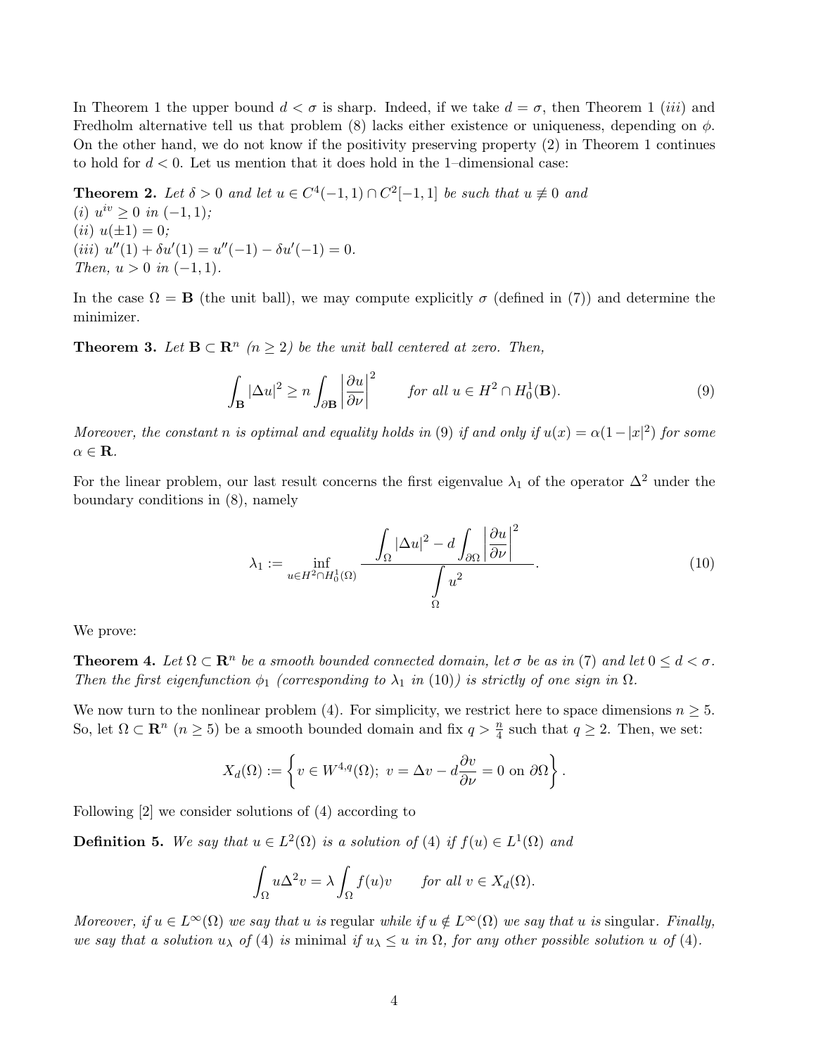In Theorem 1 the upper bound $d < \sigma$ is sharp. Indeed, if we take $d = \sigma$, then Theorem 1 $(iii)$ and Fredholm alternative tell us that problem (8) lacks either existence or uniqueness, depending on $\phi$. On the other hand, we do not know if the positivity preserving property (2) in Theorem 1 continues to hold for $d < 0$. Let us mention that it does hold in the 1–dimensional case:

**Theorem 2.** *Let $\delta > 0$ and let $u \in C^4(-1,1) \cap C^2[-1,1]$ be such that $u \not\equiv 0$ and*
*(i) $u^{iv} \geq 0$ in $(-1,1)$;*
*(ii) $u(\pm 1) = 0$;*
*(iii) $u''(1) + \delta u'(1) = u''(-1) - \delta u'(-1) = 0$.*
*Then, $u > 0$ in $(-1,1)$.*

In the case $\Omega = \mathbf{B}$ (the unit ball), we may compute explicitly $\sigma$ (defined in (7)) and determine the minimizer.

**Theorem 3.** *Let $\mathbf{B} \subset \mathbf{R}^n$ $(n \geq 2)$ be the unit ball centered at zero. Then,*

$$\int_{\mathbf{B}} |\Delta u|^2 \geq n \int_{\partial \mathbf{B}} \left| \frac{\partial u}{\partial \nu} \right|^2 \qquad \text{for all } u \in H^2 \cap H^1_0(\mathbf{B}). \tag{9}$$

*Moreover, the constant $n$ is optimal and equality holds in (9) if and only if $u(x) = \alpha(1 - |x|^2)$ for some $\alpha \in \mathbf{R}$.*

For the linear problem, our last result concerns the first eigenvalue $\lambda_1$ of the operator $\Delta^2$ under the boundary conditions in (8), namely

$$\lambda_1 := \inf_{u \in H^2 \cap H^1_0(\Omega)} \frac{\displaystyle\int_\Omega |\Delta u|^2 - d \int_{\partial\Omega} \left| \frac{\partial u}{\partial \nu} \right|^2}{\displaystyle\int_\Omega u^2}. \tag{10}$$

We prove:

**Theorem 4.** *Let $\Omega \subset \mathbf{R}^n$ be a smooth bounded connected domain, let $\sigma$ be as in (7) and let $0 \leq d < \sigma$. Then the first eigenfunction $\phi_1$ (corresponding to $\lambda_1$ in (10)) is strictly of one sign in $\Omega$.*

We now turn to the nonlinear problem (4). For simplicity, we restrict here to space dimensions $n \geq 5$. So, let $\Omega \subset \mathbf{R}^n$ $(n \geq 5)$ be a smooth bounded domain and fix $q > \frac{n}{4}$ such that $q \geq 2$. Then, we set:

$$X_d(\Omega) := \left\{ v \in W^{4,q}(\Omega);\ v = \Delta v - d\frac{\partial v}{\partial \nu} = 0 \text{ on } \partial\Omega \right\}.$$

Following [2] we consider solutions of (4) according to

**Definition 5.** *We say that $u \in L^2(\Omega)$ is a solution of (4) if $f(u) \in L^1(\Omega)$ and*

$$\int_\Omega u \Delta^2 v = \lambda \int_\Omega f(u) v \qquad \text{for all } v \in X_d(\Omega).$$

*Moreover, if $u \in L^\infty(\Omega)$ we say that $u$ is* regular *while if $u \notin L^\infty(\Omega)$ we say that $u$ is* singular*. Finally, we say that a solution $u_\lambda$ of (4) is* minimal *if $u_\lambda \leq u$ in $\Omega$, for any other possible solution $u$ of (4).*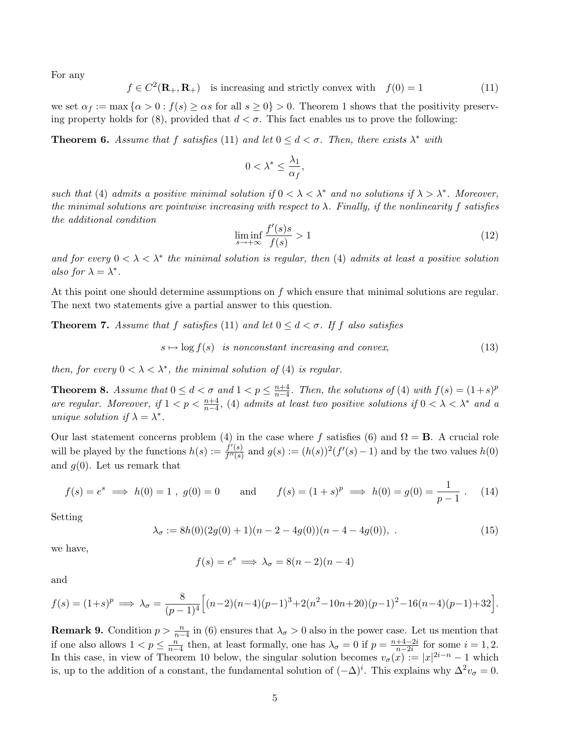For any

$$
f \in C^2(\mathbf{R}_+, \mathbf{R}_+) \quad \text{is increasing and strictly convex with} \quad f(0) = 1 \tag{11}
$$

we set $\alpha_f := \max\{\alpha > 0 : f(s) \geq \alpha s \text{ for all } s \geq 0\} > 0$. Theorem 1 shows that the positivity preserving property holds for (8), provided that $d < \sigma$. This fact enables us to prove the following:

**Theorem 6.** *Assume that $f$ satisfies (11) and let $0 \leq d < \sigma$. Then, there exists $\lambda^*$ with*

$$
0 < \lambda^* \leq \frac{\lambda_1}{\alpha_f},
$$

*such that (4) admits a positive minimal solution if $0 < \lambda < \lambda^*$ and no solutions if $\lambda > \lambda^*$. Moreover, the minimal solutions are pointwise increasing with respect to $\lambda$. Finally, if the nonlinearity $f$ satisfies the additional condition*

$$
\liminf_{s \to +\infty} \frac{f'(s)s}{f(s)} > 1 \tag{12}
$$

*and for every $0 < \lambda < \lambda^*$ the minimal solution is regular, then (4) admits at least a positive solution also for $\lambda = \lambda^*$.*

At this point one should determine assumptions on $f$ which ensure that minimal solutions are regular. The next two statements give a partial answer to this question.

**Theorem 7.** *Assume that $f$ satisfies (11) and let $0 \leq d < \sigma$. If $f$ also satisfies*

$$
s \mapsto \log f(s) \quad \text{is nonconstant increasing and convex,} \tag{13}
$$

*then, for every $0 < \lambda < \lambda^*$, the minimal solution of (4) is regular.*

**Theorem 8.** *Assume that $0 \leq d < \sigma$ and $1 < p \leq \frac{n+4}{n-4}$. Then, the solutions of (4) with $f(s) = (1+s)^p$ are regular. Moreover, if $1 < p < \frac{n+4}{n-4}$, (4) admits at least two positive solutions if $0 < \lambda < \lambda^*$ and a unique solution if $\lambda = \lambda^*$.*

Our last statement concerns problem (4) in the case where $f$ satisfies (6) and $\Omega = \mathbf{B}$. A crucial role will be played by the functions $h(s) := \frac{f'(s)}{f''(s)}$ and $g(s) := (h(s))^2(f'(s) - 1)$ and by the two values $h(0)$ and $g(0)$. Let us remark that

$$
f(s) = e^s \implies h(0) = 1\ ,\ g(0) = 0 \qquad \text{and} \qquad f(s) = (1+s)^p \implies h(0) = g(0) = \frac{1}{p-1}\ . \tag{14}
$$

Setting

$$
\lambda_\sigma := 8h(0)(2g(0)+1)(n-2-4g(0))(n-4-4g(0)),\ . \tag{15}
$$

we have,

$$
f(s) = e^s \implies \lambda_\sigma = 8(n-2)(n-4)
$$

and

$$
f(s) = (1+s)^p \implies \lambda_\sigma = \frac{8}{(p-1)^4}\Big[(n-2)(n-4)(p-1)^3 + 2(n^2-10n+20)(p-1)^2 - 16(n-4)(p-1) + 32\Big].
$$

**Remark 9.** Condition $p > \frac{n}{n-4}$ in (6) ensures that $\lambda_\sigma > 0$ also in the power case. Let us mention that if one also allows $1 < p \leq \frac{n}{n-4}$ then, at least formally, one has $\lambda_\sigma = 0$ if $p = \frac{n+4-2i}{n-2i}$ for some $i = 1, 2$. In this case, in view of Theorem 10 below, the singular solution becomes $v_\sigma(x) := |x|^{2i-n} - 1$ which is, up to the addition of a constant, the fundamental solution of $(-\Delta)^i$. This explains why $\Delta^2 v_\sigma = 0$.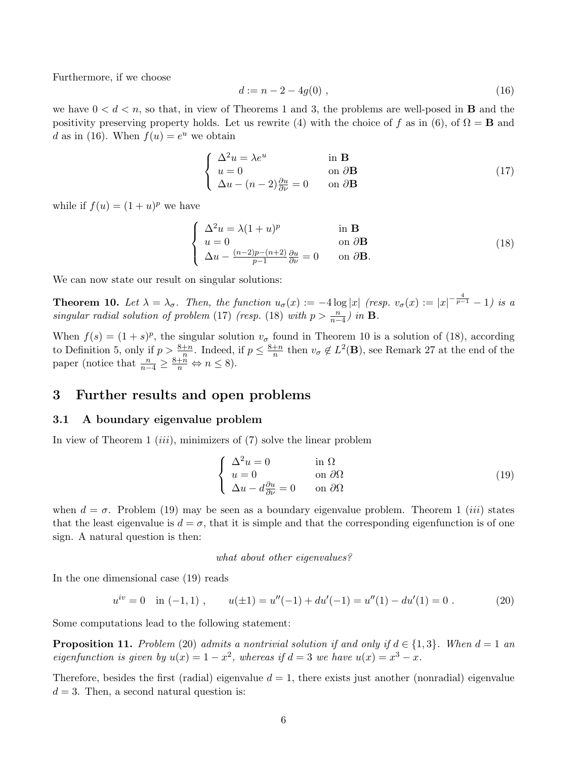Furthermore, if we choose

$$d := n - 2 - 4g(0)\ , \tag{16}$$

we have $0 < d < n$, so that, in view of Theorems 1 and 3, the problems are well-posed in $\mathbf{B}$ and the positivity preserving property holds. Let us rewrite (4) with the choice of $f$ as in (6), of $\Omega = \mathbf{B}$ and $d$ as in (16). When $f(u) = e^u$ we obtain

$$\begin{cases} \Delta^2 u = \lambda e^u & \text{in } \mathbf{B} \\ u = 0 & \text{on } \partial\mathbf{B} \\ \Delta u - (n-2)\frac{\partial u}{\partial \nu} = 0 & \text{on } \partial\mathbf{B} \end{cases} \tag{17}$$

while if $f(u) = (1+u)^p$ we have

$$\begin{cases} \Delta^2 u = \lambda (1+u)^p & \text{in } \mathbf{B} \\ u = 0 & \text{on } \partial\mathbf{B} \\ \Delta u - \frac{(n-2)p-(n+2)}{p-1}\frac{\partial u}{\partial \nu} = 0 & \text{on } \partial\mathbf{B}. \end{cases} \tag{18}$$

We can now state our result on singular solutions:

**Theorem 10.** *Let $\lambda = \lambda_\sigma$. Then, the function $u_\sigma(x) := -4\log|x|$ (resp. $v_\sigma(x) := |x|^{-\frac{4}{p-1}} - 1$) is a singular radial solution of problem* (17) *(resp.* (18) *with $p > \frac{n}{n-4}$) in $\mathbf{B}$.*

When $f(s) = (1+s)^p$, the singular solution $v_\sigma$ found in Theorem 10 is a solution of (18), according to Definition 5, only if $p > \frac{8+n}{n}$. Indeed, if $p \le \frac{8+n}{n}$ then $v_\sigma \notin L^2(\mathbf{B})$, see Remark 27 at the end of the paper (notice that $\frac{n}{n-4} \ge \frac{8+n}{n} \Leftrightarrow n \le 8$).

# 3 Further results and open problems

## 3.1 A boundary eigenvalue problem

In view of Theorem 1 (*iii*), minimizers of (7) solve the linear problem

$$\begin{cases} \Delta^2 u = 0 & \text{in } \Omega \\ u = 0 & \text{on } \partial\Omega \\ \Delta u - d\frac{\partial u}{\partial \nu} = 0 & \text{on } \partial\Omega \end{cases} \tag{19}$$

when $d = \sigma$. Problem (19) may be seen as a boundary eigenvalue problem. Theorem 1 (*iii*) states that the least eigenvalue is $d = \sigma$, that it is simple and that the corresponding eigenfunction is of one sign. A natural question is then:

*what about other eigenvalues?*

In the one dimensional case (19) reads

$$u^{iv} = 0 \quad \text{in } (-1,1)\ , \qquad u(\pm 1) = u''(-1) + du'(-1) = u''(1) - du'(1) = 0\ . \tag{20}$$

Some computations lead to the following statement:

**Proposition 11.** *Problem* (20) *admits a nontrivial solution if and only if $d \in \{1, 3\}$. When $d = 1$ an eigenfunction is given by $u(x) = 1 - x^2$, whereas if $d = 3$ we have $u(x) = x^3 - x$.*

Therefore, besides the first (radial) eigenvalue $d = 1$, there exists just another (nonradial) eigenvalue $d = 3$. Then, a second natural question is: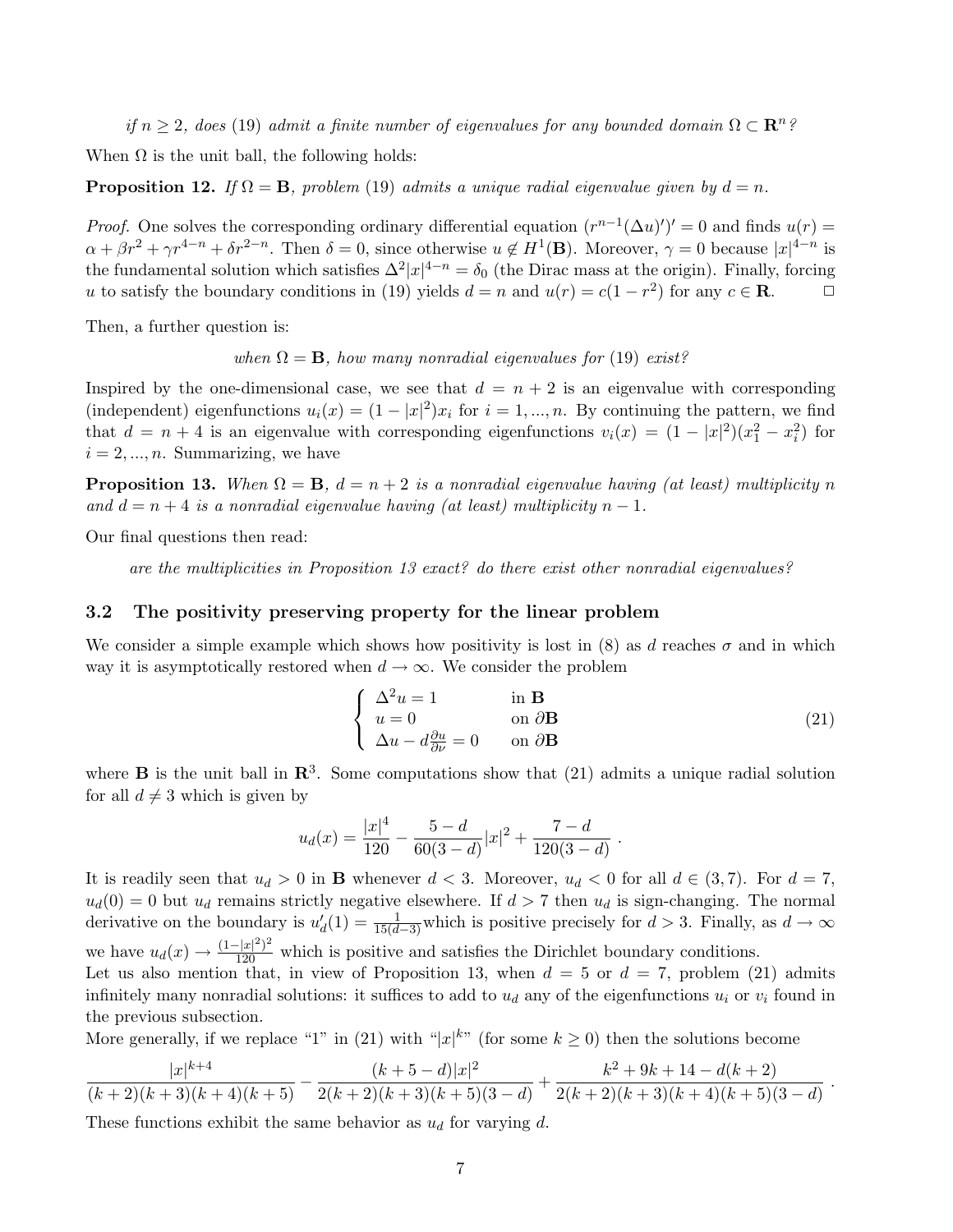*if $n \geq 2$, does (19) admit a finite number of eigenvalues for any bounded domain $\Omega \subset \mathbf{R}^n$?*

When $\Omega$ is the unit ball, the following holds:

**Proposition 12.** *If $\Omega = \mathbf{B}$, problem (19) admits a unique radial eigenvalue given by $d = n$.*

*Proof.* One solves the corresponding ordinary differential equation $(r^{n-1}(\Delta u)')' = 0$ and finds $u(r) = \alpha + \beta r^2 + \gamma r^{4-n} + \delta r^{2-n}$. Then $\delta = 0$, since otherwise $u \notin H^1(\mathbf{B})$. Moreover, $\gamma = 0$ because $|x|^{4-n}$ is the fundamental solution which satisfies $\Delta^2 |x|^{4-n} = \delta_0$ (the Dirac mass at the origin). Finally, forcing $u$ to satisfy the boundary conditions in (19) yields $d = n$ and $u(r) = c(1 - r^2)$ for any $c \in \mathbf{R}$. $\square$

Then, a further question is:

*when $\Omega = \mathbf{B}$, how many nonradial eigenvalues for (19) exist?*

Inspired by the one-dimensional case, we see that $d = n + 2$ is an eigenvalue with corresponding (independent) eigenfunctions $u_i(x) = (1 - |x|^2)x_i$ for $i = 1, ..., n$. By continuing the pattern, we find that $d = n + 4$ is an eigenvalue with corresponding eigenfunctions $v_i(x) = (1 - |x|^2)(x_1^2 - x_i^2)$ for $i = 2, ..., n$. Summarizing, we have

**Proposition 13.** *When $\Omega = \mathbf{B}$, $d = n + 2$ is a nonradial eigenvalue having (at least) multiplicity $n$ and $d = n + 4$ is a nonradial eigenvalue having (at least) multiplicity $n - 1$.*

Our final questions then read:

*are the multiplicities in Proposition 13 exact? do there exist other nonradial eigenvalues?*

### 3.2 The positivity preserving property for the linear problem

We consider a simple example which shows how positivity is lost in (8) as $d$ reaches $\sigma$ and in which way it is asymptotically restored when $d \to \infty$. We consider the problem

$$\begin{cases} \Delta^2 u = 1 & \text{in } \mathbf{B} \\ u = 0 & \text{on } \partial\mathbf{B} \\ \Delta u - d\frac{\partial u}{\partial \nu} = 0 & \text{on } \partial\mathbf{B} \end{cases} \tag{21}$$

where $\mathbf{B}$ is the unit ball in $\mathbf{R}^3$. Some computations show that (21) admits a unique radial solution for all $d \neq 3$ which is given by

$$u_d(x) = \frac{|x|^4}{120} - \frac{5 - d}{60(3 - d)}|x|^2 + \frac{7 - d}{120(3 - d)} \ .$$

It is readily seen that $u_d > 0$ in $\mathbf{B}$ whenever $d < 3$. Moreover, $u_d < 0$ for all $d \in (3, 7)$. For $d = 7$, $u_d(0) = 0$ but $u_d$ remains strictly negative elsewhere. If $d > 7$ then $u_d$ is sign-changing. The normal derivative on the boundary is $u_d'(1) = \frac{1}{15(d-3)}$ which is positive precisely for $d > 3$. Finally, as $d \to \infty$ we have $u_d(x) \to \frac{(1-|x|^2)^2}{120}$ which is positive and satisfies the Dirichlet boundary conditions.

Let us also mention that, in view of Proposition 13, when $d = 5$ or $d = 7$, problem (21) admits infinitely many nonradial solutions: it suffices to add to $u_d$ any of the eigenfunctions $u_i$ or $v_i$ found in the previous subsection.

More generally, if we replace "1" in (21) with "$|x|^k$" (for some $k \geq 0$) then the solutions become

$$\frac{|x|^{k+4}}{(k+2)(k+3)(k+4)(k+5)} - \frac{(k + 5 - d)|x|^2}{2(k+2)(k+3)(k+5)(3-d)} + \frac{k^2 + 9k + 14 - d(k+2)}{2(k+2)(k+3)(k+4)(k+5)(3-d)} \ .$$

These functions exhibit the same behavior as $u_d$ for varying $d$.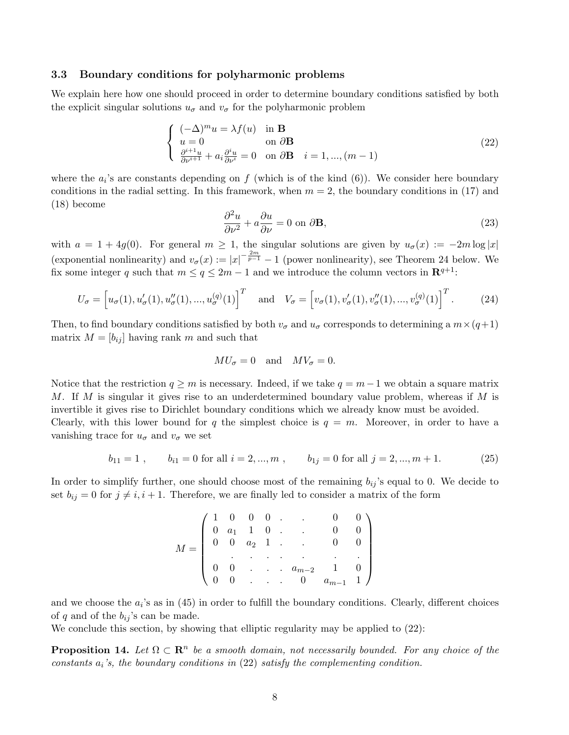### 3.3 Boundary conditions for polyharmonic problems

We explain here how one should proceed in order to determine boundary conditions satisfied by both the explicit singular solutions $u_\sigma$ and $v_\sigma$ for the polyharmonic problem

$$
\begin{cases} (-\Delta)^m u = \lambda f(u) & \text{in } \mathbf{B} \\ u = 0 & \text{on } \partial\mathbf{B} \\ \frac{\partial^{i+1} u}{\partial \nu^{i+1}} + a_i \frac{\partial^i u}{\partial \nu^i} = 0 & \text{on } \partial\mathbf{B} \quad i = 1, ..., (m-1) \end{cases} \tag{22}
$$

where the $a_i$'s are constants depending on $f$ (which is of the kind (6)). We consider here boundary conditions in the radial setting. In this framework, when $m = 2$, the boundary conditions in (17) and (18) become

$$
\frac{\partial^2 u}{\partial \nu^2} + a \frac{\partial u}{\partial \nu} = 0 \text{ on } \partial\mathbf{B}, \tag{23}
$$

with $a = 1 + 4g(0)$. For general $m \geq 1$, the singular solutions are given by $u_\sigma(x) := -2m \log |x|$ (exponential nonlinearity) and $v_\sigma(x) := |x|^{-\frac{2m}{p-1}} - 1$ (power nonlinearity), see Theorem 24 below. We fix some integer $q$ such that $m \leq q \leq 2m - 1$ and we introduce the column vectors in $\mathbf{R}^{q+1}$:

$$
U_\sigma = \left[ u_\sigma(1), u_\sigma'(1), u_\sigma''(1), ..., u_\sigma^{(q)}(1) \right]^T \quad \text{and} \quad V_\sigma = \left[ v_\sigma(1), v_\sigma'(1), v_\sigma''(1), ..., v_\sigma^{(q)}(1) \right]^T. \tag{24}
$$

Then, to find boundary conditions satisfied by both $v_\sigma$ and $u_\sigma$ corresponds to determining a $m \times (q+1)$ matrix $M = [b_{ij}]$ having rank $m$ and such that

$$
MU_\sigma = 0 \quad \text{and} \quad MV_\sigma = 0.
$$

Notice that the restriction $q \geq m$ is necessary. Indeed, if we take $q = m - 1$ we obtain a square matrix $M$. If $M$ is singular it gives rise to an underdetermined boundary value problem, whereas if $M$ is invertible it gives rise to Dirichlet boundary conditions which we already know must be avoided.
Clearly, with this lower bound for $q$ the simplest choice is $q = m$. Moreover, in order to have a vanishing trace for $u_\sigma$ and $v_\sigma$ we set

$$
b_{11} = 1 \,, \qquad b_{i1} = 0 \text{ for all } i = 2, ..., m \,, \qquad b_{1j} = 0 \text{ for all } j = 2, ..., m+1. \tag{25}
$$

In order to simplify further, one should choose most of the remaining $b_{ij}$'s equal to 0. We decide to set $b_{ij} = 0$ for $j \neq i, i+1$. Therefore, we are finally led to consider a matrix of the form

$$
M = \begin{pmatrix} 1 & 0 & 0 & 0 & . & . & 0 & 0 \\ 0 & a_1 & 1 & 0 & . & . & 0 & 0 \\ 0 & 0 & a_2 & 1 & . & . & 0 & 0 \\ & . & . & . & . & . & . & . \\ 0 & 0 & . & . & . & a_{m-2} & 1 & 0 \\ 0 & 0 & . & . & . & 0 & a_{m-1} & 1 \end{pmatrix}
$$

and we choose the $a_i$'s as in (45) in order to fulfill the boundary conditions. Clearly, different choices of $q$ and of the $b_{ij}$'s can be made.
We conclude this section, by showing that elliptic regularity may be applied to (22):

**Proposition 14.** *Let $\Omega \subset \mathbf{R}^n$ be a smooth domain, not necessarily bounded. For any choice of the constants $a_i$'s, the boundary conditions in* (22) *satisfy the complementing condition.*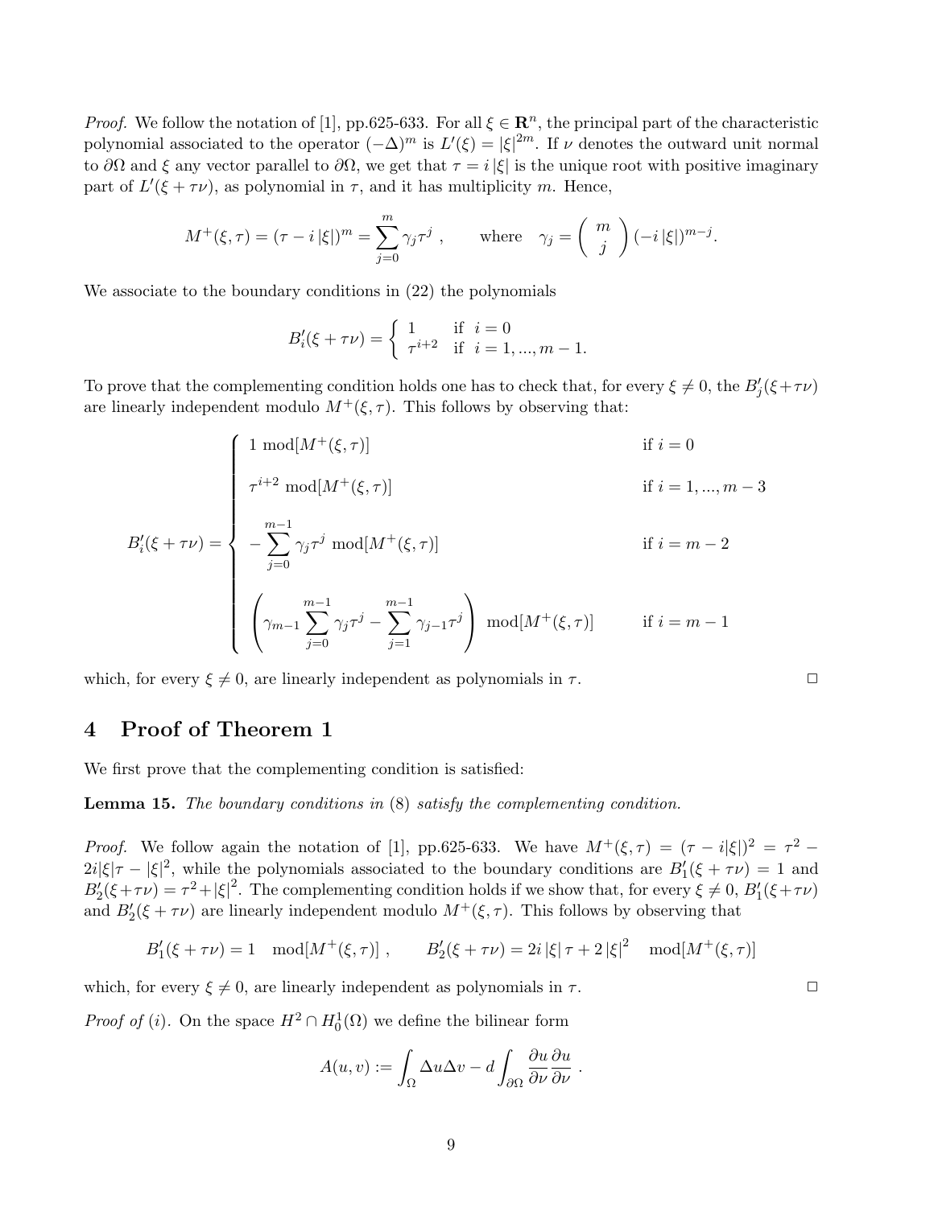*Proof.* We follow the notation of [1], pp.625-633. For all $\xi \in \mathbf{R}^n$, the principal part of the characteristic polynomial associated to the operator $(-\Delta)^m$ is $L'(\xi) = |\xi|^{2m}$. If $\nu$ denotes the outward unit normal to $\partial\Omega$ and $\xi$ any vector parallel to $\partial\Omega$, we get that $\tau = i\,|\xi|$ is the unique root with positive imaginary part of $L'(\xi + \tau\nu)$, as polynomial in $\tau$, and it has multiplicity $m$. Hence,

$$M^+(\xi,\tau) = (\tau - i\,|\xi|)^m = \sum_{j=0}^{m} \gamma_j \tau^j \ , \qquad \text{where} \quad \gamma_j = \begin{pmatrix} m \\ j \end{pmatrix} (-i\,|\xi|)^{m-j}.$$

We associate to the boundary conditions in (22) the polynomials

$$B'_i(\xi + \tau\nu) = \begin{cases} 1 & \text{if } \ i = 0 \\ \tau^{i+2} & \text{if } \ i = 1, ..., m-1. \end{cases}$$

To prove that the complementing condition holds one has to check that, for every $\xi \neq 0$, the $B'_j(\xi+\tau\nu)$ are linearly independent modulo $M^+(\xi,\tau)$. This follows by observing that:

$$B'_i(\xi + \tau\nu) = \begin{cases} 1 \ \mathrm{mod}[M^+(\xi,\tau)] & \text{if } i = 0 \\[2mm] \tau^{i+2} \ \mathrm{mod}[M^+(\xi,\tau)] & \text{if } i = 1, ..., m-3 \\[2mm] -\displaystyle\sum_{j=0}^{m-1} \gamma_j \tau^j \ \mathrm{mod}[M^+(\xi,\tau)] & \text{if } i = m-2 \\[2mm] \left( \gamma_{m-1} \displaystyle\sum_{j=0}^{m-1} \gamma_j \tau^j - \sum_{j=1}^{m-1} \gamma_{j-1} \tau^j \right) \ \mathrm{mod}[M^+(\xi,\tau)] & \text{if } i = m-1 \end{cases}$$

which, for every $\xi \neq 0$, are linearly independent as polynomials in $\tau$. □

# 4 Proof of Theorem 1

We first prove that the complementing condition is satisfied:

**Lemma 15.** *The boundary conditions in* (8) *satisfy the complementing condition.*

*Proof.* We follow again the notation of [1], pp.625-633. We have $M^+(\xi,\tau) = (\tau - i|\xi|)^2 = \tau^2 - 2i|\xi|\tau - |\xi|^2$, while the polynomials associated to the boundary conditions are $B'_1(\xi + \tau\nu) = 1$ and $B'_2(\xi+\tau\nu) = \tau^2 + |\xi|^2$. The complementing condition holds if we show that, for every $\xi \neq 0$, $B'_1(\xi+\tau\nu)$ and $B'_2(\xi + \tau\nu)$ are linearly independent modulo $M^+(\xi,\tau)$. This follows by observing that

$$B'_1(\xi + \tau\nu) = 1 \mod[M^+(\xi,\tau)] \ , \qquad B'_2(\xi + \tau\nu) = 2i\,|\xi|\,\tau + 2\,|\xi|^2 \mod[M^+(\xi,\tau)]$$

which, for every $\xi \neq 0$, are linearly independent as polynomials in $\tau$. □

*Proof of (i).* On the space $H^2 \cap H^1_0(\Omega)$ we define the bilinear form

$$A(u,v) := \int_\Omega \Delta u \Delta v - d \int_{\partial\Omega} \frac{\partial u}{\partial \nu}\frac{\partial u}{\partial \nu} \ .$$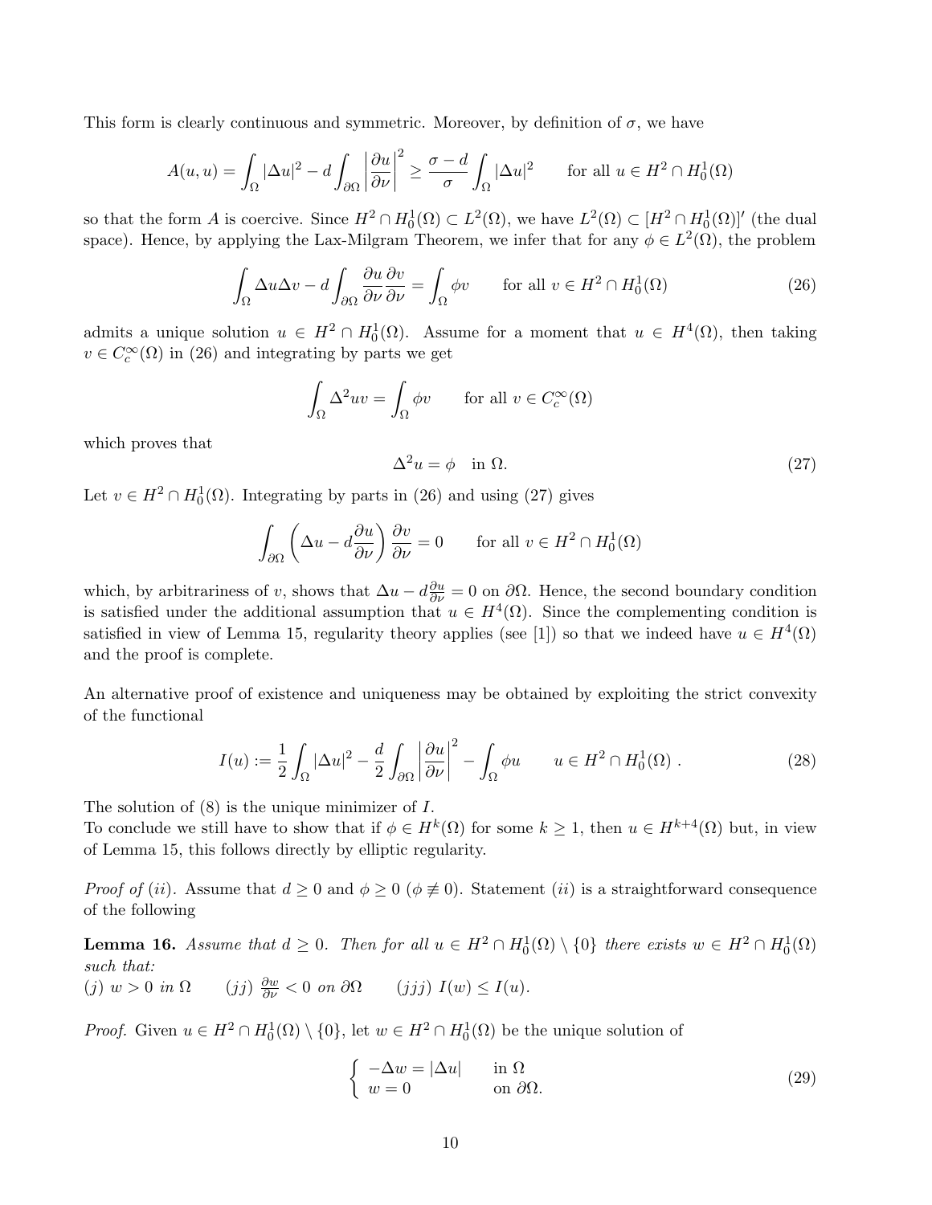This form is clearly continuous and symmetric. Moreover, by definition of $\sigma$, we have

$$A(u,u) = \int_\Omega |\Delta u|^2 - d\int_{\partial\Omega} \left|\frac{\partial u}{\partial \nu}\right|^2 \geq \frac{\sigma - d}{\sigma}\int_\Omega |\Delta u|^2 \qquad \text{for all } u \in H^2 \cap H^1_0(\Omega)$$

so that the form $A$ is coercive. Since $H^2 \cap H^1_0(\Omega) \subset L^2(\Omega)$, we have $L^2(\Omega) \subset [H^2 \cap H^1_0(\Omega)]'$ (the dual space). Hence, by applying the Lax-Milgram Theorem, we infer that for any $\phi \in L^2(\Omega)$, the problem

$$\int_\Omega \Delta u \Delta v - d\int_{\partial\Omega} \frac{\partial u}{\partial \nu}\frac{\partial v}{\partial \nu} = \int_\Omega \phi v \qquad \text{for all } v \in H^2 \cap H^1_0(\Omega) \tag{26}$$

admits a unique solution $u \in H^2 \cap H^1_0(\Omega)$. Assume for a moment that $u \in H^4(\Omega)$, then taking $v \in C^\infty_c(\Omega)$ in (26) and integrating by parts we get

$$\int_\Omega \Delta^2 u v = \int_\Omega \phi v \qquad \text{for all } v \in C^\infty_c(\Omega)$$

which proves that

$$\Delta^2 u = \phi \quad \text{in } \Omega. \tag{27}$$

Let $v \in H^2 \cap H^1_0(\Omega)$. Integrating by parts in (26) and using (27) gives

$$\int_{\partial\Omega} \left(\Delta u - d\frac{\partial u}{\partial \nu}\right)\frac{\partial v}{\partial \nu} = 0 \qquad \text{for all } v \in H^2 \cap H^1_0(\Omega)$$

which, by arbitrariness of $v$, shows that $\Delta u - d\frac{\partial u}{\partial \nu} = 0$ on $\partial\Omega$. Hence, the second boundary condition is satisfied under the additional assumption that $u \in H^4(\Omega)$. Since the complementing condition is satisfied in view of Lemma 15, regularity theory applies (see [1]) so that we indeed have $u \in H^4(\Omega)$ and the proof is complete.

An alternative proof of existence and uniqueness may be obtained by exploiting the strict convexity of the functional

$$I(u) := \frac{1}{2}\int_\Omega |\Delta u|^2 - \frac{d}{2}\int_{\partial\Omega}\left|\frac{\partial u}{\partial \nu}\right|^2 - \int_\Omega \phi u \qquad u \in H^2 \cap H^1_0(\Omega)\ . \tag{28}$$

The solution of (8) is the unique minimizer of $I$.
To conclude we still have to show that if $\phi \in H^k(\Omega)$ for some $k \geq 1$, then $u \in H^{k+4}(\Omega)$ but, in view of Lemma 15, this follows directly by elliptic regularity.

*Proof of (ii).* Assume that $d \geq 0$ and $\phi \geq 0$ ($\phi \not\equiv 0$). Statement $(ii)$ is a straightforward consequence of the following

**Lemma 16.** *Assume that $d \geq 0$. Then for all $u \in H^2 \cap H^1_0(\Omega) \setminus \{0\}$ there exists $w \in H^2 \cap H^1_0(\Omega)$ such that:*
*(j) $w > 0$ in $\Omega$* $\qquad$ *(jj) $\frac{\partial w}{\partial \nu} < 0$ on $\partial\Omega$* $\qquad$ *(jjj) $I(w) \leq I(u)$.*

*Proof.* Given $u \in H^2 \cap H^1_0(\Omega) \setminus \{0\}$, let $w \in H^2 \cap H^1_0(\Omega)$ be the unique solution of

$$\begin{cases} -\Delta w = |\Delta u| & \text{in } \Omega \\ w = 0 & \text{on } \partial\Omega. \end{cases} \tag{29}$$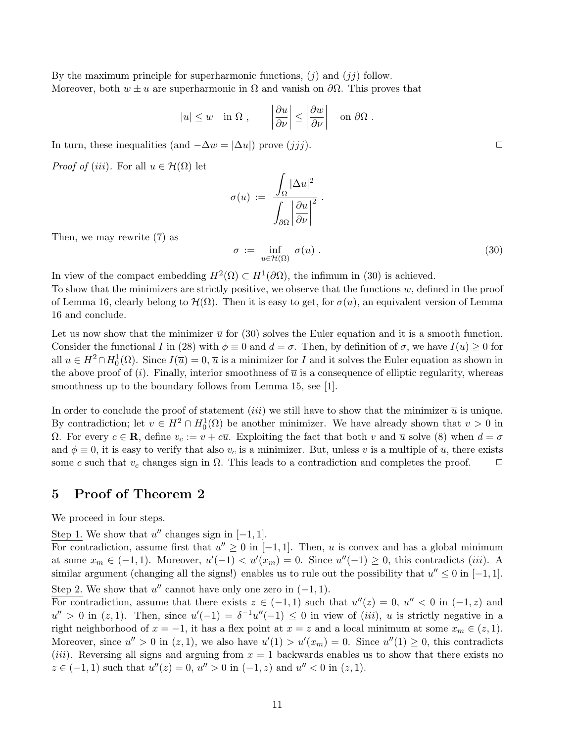By the maximum principle for superharmonic functions, $(j)$ and $(jj)$ follow.
Moreover, both $w \pm u$ are superharmonic in $\Omega$ and vanish on $\partial\Omega$. This proves that

$$|u| \leq w \quad \text{in } \Omega \ , \qquad \left|\frac{\partial u}{\partial \nu}\right| \leq \left|\frac{\partial w}{\partial \nu}\right| \quad \text{on } \partial\Omega \ .$$

In turn, these inequalities (and $-\Delta w = |\Delta u|$) prove $(jjj)$. □

*Proof of (iii).* For all $u \in \mathcal{H}(\Omega)$ let

$$\sigma(u) := \frac{\displaystyle\int_\Omega |\Delta u|^2}{\displaystyle\int_{\partial\Omega} \left|\frac{\partial u}{\partial \nu}\right|^2} \ .$$

Then, we may rewrite (7) as

$$\sigma := \inf_{u \in \mathcal{H}(\Omega)} \sigma(u) \ . \tag{30}$$

In view of the compact embedding $H^2(\Omega) \subset H^1(\partial\Omega)$, the infimum in (30) is achieved.
To show that the minimizers are strictly positive, we observe that the functions $w$, defined in the proof of Lemma 16, clearly belong to $\mathcal{H}(\Omega)$. Then it is easy to get, for $\sigma(u)$, an equivalent version of Lemma 16 and conclude.

Let us now show that the minimizer $\overline{u}$ for (30) solves the Euler equation and it is a smooth function. Consider the functional $I$ in (28) with $\phi \equiv 0$ and $d = \sigma$. Then, by definition of $\sigma$, we have $I(u) \geq 0$ for all $u \in H^2 \cap H^1_0(\Omega)$. Since $I(\overline{u}) = 0$, $\overline{u}$ is a minimizer for $I$ and it solves the Euler equation as shown in the above proof of $(i)$. Finally, interior smoothness of $\overline{u}$ is a consequence of elliptic regularity, whereas smoothness up to the boundary follows from Lemma 15, see [1].

In order to conclude the proof of statement $(iii)$ we still have to show that the minimizer $\overline{u}$ is unique. By contradiction; let $v \in H^2 \cap H^1_0(\Omega)$ be another minimizer. We have already shown that $v > 0$ in $\Omega$. For every $c \in \mathbf{R}$, define $v_c := v + c\overline{u}$. Exploiting the fact that both $v$ and $\overline{u}$ solve (8) when $d = \sigma$ and $\phi \equiv 0$, it is easy to verify that also $v_c$ is a minimizer. But, unless $v$ is a multiple of $\overline{u}$, there exists some $c$ such that $v_c$ changes sign in $\Omega$. This leads to a contradiction and completes the proof. □

## 5 Proof of Theorem 2

We proceed in four steps.

Step 1. We show that $u''$ changes sign in $[-1, 1]$.
For contradiction, assume first that $u'' \geq 0$ in $[-1, 1]$. Then, $u$ is convex and has a global minimum at some $x_m \in (-1, 1)$. Moreover, $u'(-1) < u'(x_m) = 0$. Since $u''(-1) \geq 0$, this contradicts $(iii)$. A similar argument (changing all the signs!) enables us to rule out the possibility that $u'' \leq 0$ in $[-1, 1]$.

Step 2. We show that $u''$ cannot have only one zero in $(-1, 1)$.
For contradiction, assume that there exists $z \in (-1, 1)$ such that $u''(z) = 0$, $u'' < 0$ in $(-1, z)$ and $u'' > 0$ in $(z, 1)$. Then, since $u'(-1) = \delta^{-1}u''(-1) \leq 0$ in view of $(iii)$, $u$ is strictly negative in a right neighborhood of $x = -1$, it has a flex point at $x = z$ and a local minimum at some $x_m \in (z, 1)$. Moreover, since $u'' > 0$ in $(z, 1)$, we also have $u'(1) > u'(x_m) = 0$. Since $u''(1) \geq 0$, this contradicts $(iii)$. Reversing all signs and arguing from $x = 1$ backwards enables us to show that there exists no $z \in (-1, 1)$ such that $u''(z) = 0$, $u'' > 0$ in $(-1, z)$ and $u'' < 0$ in $(z, 1)$.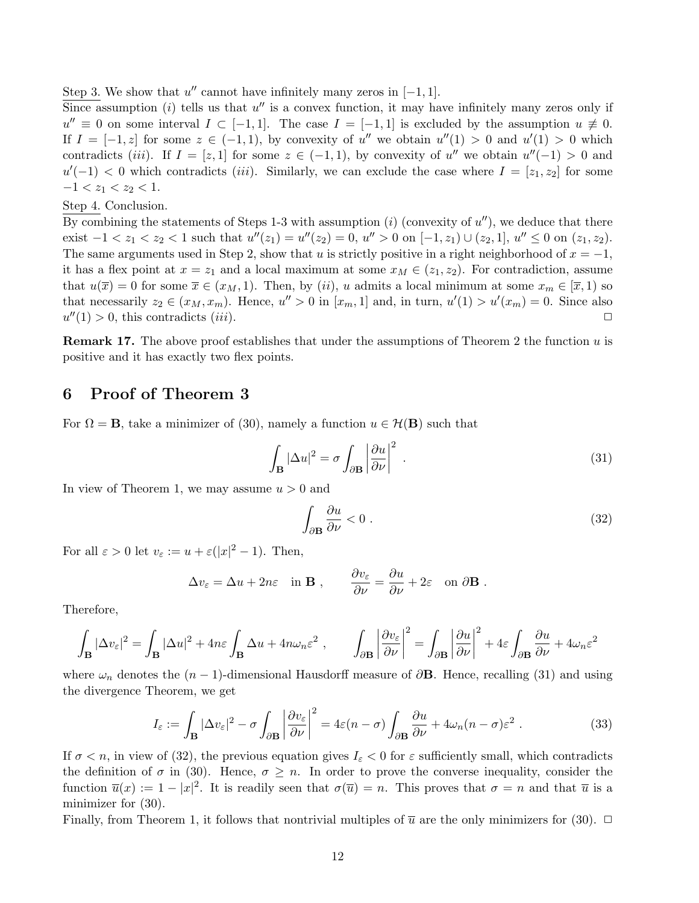Step 3. We show that $u''$ cannot have infinitely many zeros in $[-1,1]$.
Since assumption $(i)$ tells us that $u''$ is a convex function, it may have infinitely many zeros only if $u''\equiv 0$ on some interval $I\subset[-1,1]$. The case $I=[-1,1]$ is excluded by the assumption $u\not\equiv 0$. If $I=[-1,z]$ for some $z\in(-1,1)$, by convexity of $u''$ we obtain $u''(1)>0$ and $u'(1)>0$ which contradicts $(iii)$. If $I=[z,1]$ for some $z\in(-1,1)$, by convexity of $u''$ we obtain $u''(-1)>0$ and $u'(-1)<0$ which contradicts $(iii)$. Similarly, we can exclude the case where $I=[z_1,z_2]$ for some $-1<z_1<z_2<1$.

Step 4. Conclusion.
By combining the statements of Steps 1-3 with assumption $(i)$ (convexity of $u''$), we deduce that there exist $-1<z_1<z_2<1$ such that $u''(z_1)=u''(z_2)=0$, $u''>0$ on $[-1,z_1)\cup(z_2,1]$, $u''\le 0$ on $(z_1,z_2)$. The same arguments used in Step 2, show that $u$ is strictly positive in a right neighborhood of $x=-1$, it has a flex point at $x=z_1$ and a local maximum at some $x_M\in(z_1,z_2)$. For contradiction, assume that $u(\overline{x})=0$ for some $\overline{x}\in(x_M,1)$. Then, by $(ii)$, $u$ admits a local minimum at some $x_m\in[\overline{x},1)$ so that necessarily $z_2\in(x_M,x_m)$. Hence, $u''>0$ in $[x_m,1]$ and, in turn, $u'(1)>u'(x_m)=0$. Since also $u''(1)>0$, this contradicts $(iii)$. □

**Remark 17.** The above proof establishes that under the assumptions of Theorem 2 the function $u$ is positive and it has exactly two flex points.

# 6 Proof of Theorem 3

For $\Omega=\mathbf{B}$, take a minimizer of (30), namely a function $u\in\mathcal{H}(\mathbf{B})$ such that

$$\int_{\mathbf{B}}|\Delta u|^2=\sigma\int_{\partial\mathbf{B}}\left|\frac{\partial u}{\partial\nu}\right|^2\ . \tag{31}$$

In view of Theorem 1, we may assume $u>0$ and

$$\int_{\partial\mathbf{B}}\frac{\partial u}{\partial\nu}<0\ . \tag{32}$$

For all $\varepsilon>0$ let $v_\varepsilon:=u+\varepsilon(|x|^2-1)$. Then,

$$\Delta v_\varepsilon=\Delta u+2n\varepsilon\quad\text{in }\mathbf{B}\ ,\qquad \frac{\partial v_\varepsilon}{\partial\nu}=\frac{\partial u}{\partial\nu}+2\varepsilon\quad\text{on }\partial\mathbf{B}\ .$$

Therefore,

$$\int_{\mathbf{B}}|\Delta v_\varepsilon|^2=\int_{\mathbf{B}}|\Delta u|^2+4n\varepsilon\int_{\mathbf{B}}\Delta u+4n\omega_n\varepsilon^2\ ,\qquad \int_{\partial\mathbf{B}}\left|\frac{\partial v_\varepsilon}{\partial\nu}\right|^2=\int_{\partial\mathbf{B}}\left|\frac{\partial u}{\partial\nu}\right|^2+4\varepsilon\int_{\partial\mathbf{B}}\frac{\partial u}{\partial\nu}+4\omega_n\varepsilon^2$$

where $\omega_n$ denotes the $(n-1)$-dimensional Hausdorff measure of $\partial\mathbf{B}$. Hence, recalling (31) and using the divergence Theorem, we get

$$I_\varepsilon:=\int_{\mathbf{B}}|\Delta v_\varepsilon|^2-\sigma\int_{\partial\mathbf{B}}\left|\frac{\partial v_\varepsilon}{\partial\nu}\right|^2=4\varepsilon(n-\sigma)\int_{\partial\mathbf{B}}\frac{\partial u}{\partial\nu}+4\omega_n(n-\sigma)\varepsilon^2\ . \tag{33}$$

If $\sigma<n$, in view of (32), the previous equation gives $I_\varepsilon<0$ for $\varepsilon$ sufficiently small, which contradicts the definition of $\sigma$ in (30). Hence, $\sigma\ge n$. In order to prove the converse inequality, consider the function $\overline{u}(x):=1-|x|^2$. It is readily seen that $\sigma(\overline{u})=n$. This proves that $\sigma=n$ and that $\overline{u}$ is a minimizer for (30).
Finally, from Theorem 1, it follows that nontrivial multiples of $\overline{u}$ are the only minimizers for (30). □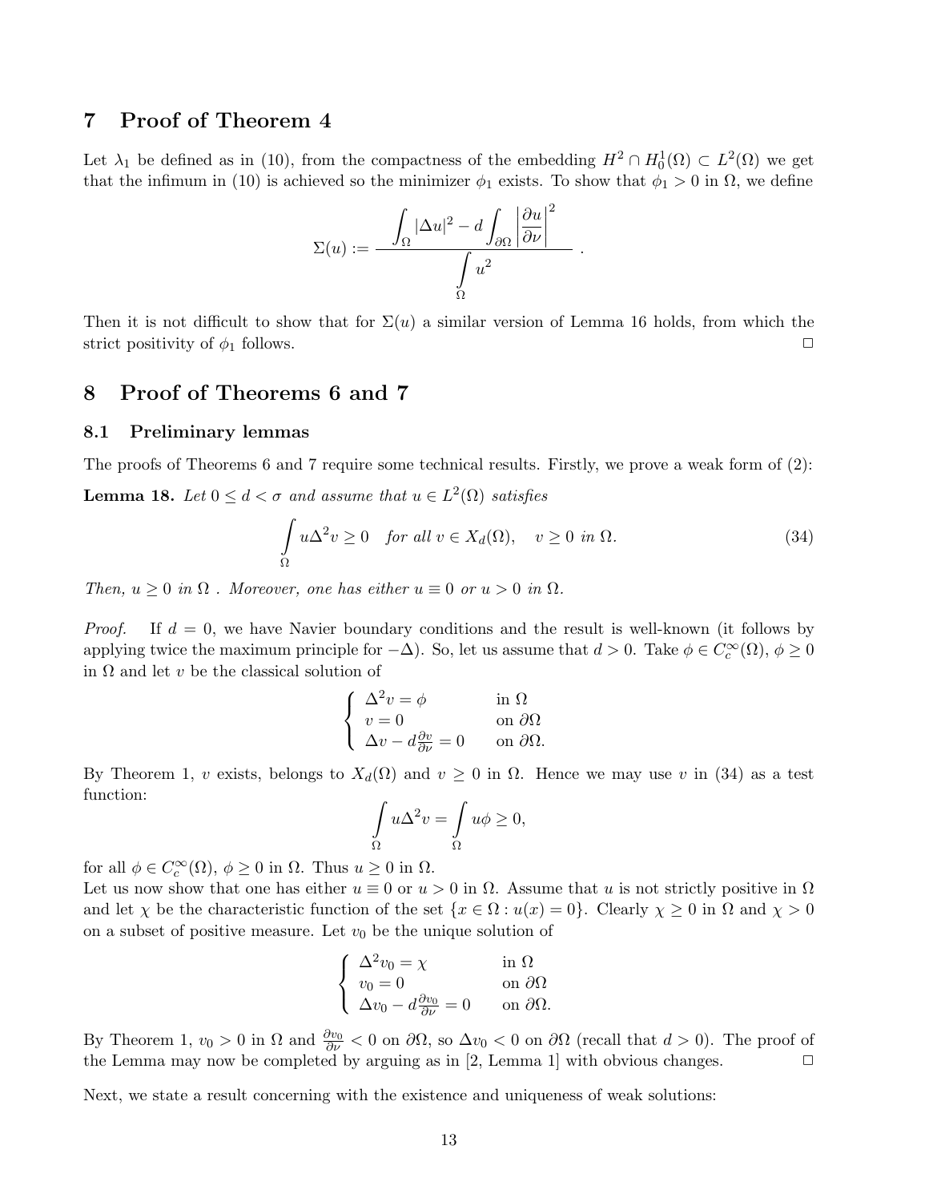## 7 Proof of Theorem 4

Let $\lambda_1$ be defined as in (10), from the compactness of the embedding $H^2 \cap H_0^1(\Omega) \subset L^2(\Omega)$ we get that the infimum in (10) is achieved so the minimizer $\phi_1$ exists. To show that $\phi_1 > 0$ in $\Omega$, we define

$$\Sigma(u) := \frac{\displaystyle\int_\Omega |\Delta u|^2 - d \int_{\partial\Omega} \left|\frac{\partial u}{\partial \nu}\right|^2}{\displaystyle\int_\Omega u^2} .$$

Then it is not difficult to show that for $\Sigma(u)$ a similar version of Lemma 16 holds, from which the strict positivity of $\phi_1$ follows. □

## 8 Proof of Theorems 6 and 7

### 8.1 Preliminary lemmas

The proofs of Theorems 6 and 7 require some technical results. Firstly, we prove a weak form of (2):

**Lemma 18.** *Let $0 \leq d < \sigma$ and assume that $u \in L^2(\Omega)$ satisfies*

$$\int_\Omega u \Delta^2 v \geq 0 \quad \text{for all } v \in X_d(\Omega), \quad v \geq 0 \text{ in } \Omega. \tag{34}$$

*Then, $u \geq 0$ in $\Omega$ . Moreover, one has either $u \equiv 0$ or $u > 0$ in $\Omega$.*

*Proof.* If $d = 0$, we have Navier boundary conditions and the result is well-known (it follows by applying twice the maximum principle for $-\Delta$). So, let us assume that $d > 0$. Take $\phi \in C_c^\infty(\Omega)$, $\phi \geq 0$ in $\Omega$ and let $v$ be the classical solution of

$$\begin{cases} \Delta^2 v = \phi & \text{in } \Omega \\ v = 0 & \text{on } \partial\Omega \\ \Delta v - d\frac{\partial v}{\partial \nu} = 0 & \text{on } \partial\Omega. \end{cases}$$

By Theorem 1, $v$ exists, belongs to $X_d(\Omega)$ and $v \geq 0$ in $\Omega$. Hence we may use $v$ in (34) as a test function:

$$\int_\Omega u \Delta^2 v = \int_\Omega u\phi \geq 0,$$

for all $\phi \in C_c^\infty(\Omega)$, $\phi \geq 0$ in $\Omega$. Thus $u \geq 0$ in $\Omega$.

Let us now show that one has either $u \equiv 0$ or $u > 0$ in $\Omega$. Assume that $u$ is not strictly positive in $\Omega$ and let $\chi$ be the characteristic function of the set $\{x \in \Omega : u(x) = 0\}$. Clearly $\chi \geq 0$ in $\Omega$ and $\chi > 0$ on a subset of positive measure. Let $v_0$ be the unique solution of

$$\begin{cases} \Delta^2 v_0 = \chi & \text{in } \Omega \\ v_0 = 0 & \text{on } \partial\Omega \\ \Delta v_0 - d\frac{\partial v_0}{\partial \nu} = 0 & \text{on } \partial\Omega. \end{cases}$$

By Theorem 1, $v_0 > 0$ in $\Omega$ and $\frac{\partial v_0}{\partial \nu} < 0$ on $\partial\Omega$, so $\Delta v_0 < 0$ on $\partial\Omega$ (recall that $d > 0$). The proof of the Lemma may now be completed by arguing as in [2, Lemma 1] with obvious changes. □

Next, we state a result concerning with the existence and uniqueness of weak solutions: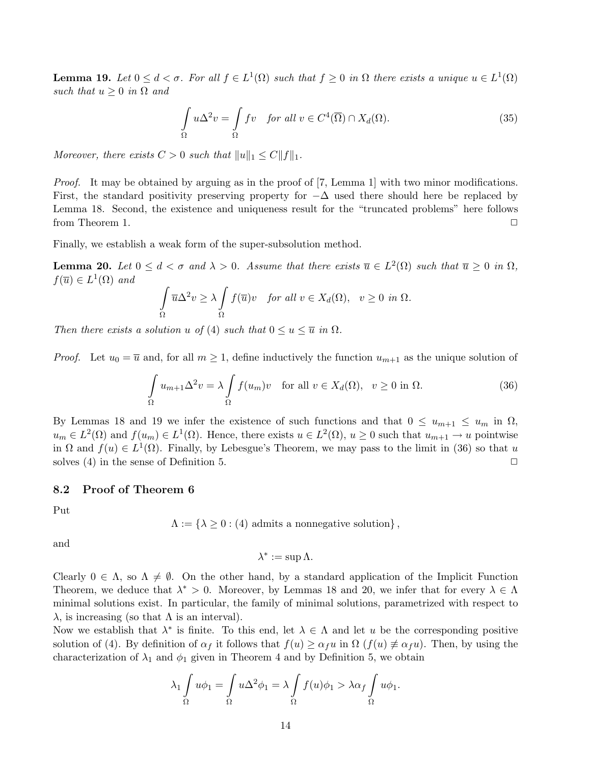**Lemma 19.** *Let $0 \leq d < \sigma$. For all $f \in L^1(\Omega)$ such that $f \geq 0$ in $\Omega$ there exists a unique $u \in L^1(\Omega)$ such that $u \geq 0$ in $\Omega$ and*

$$\int_\Omega u\Delta^2 v = \int_\Omega fv \quad \text{for all } v \in C^4(\overline{\Omega}) \cap X_d(\Omega). \tag{35}$$

*Moreover, there exists $C > 0$ such that $\|u\|_1 \leq C\|f\|_1$.*

*Proof.* It may be obtained by arguing as in the proof of [7, Lemma 1] with two minor modifications. First, the standard positivity preserving property for $-\Delta$ used there should here be replaced by Lemma 18. Second, the existence and uniqueness result for the "truncated problems" here follows from Theorem 1. □

Finally, we establish a weak form of the super-subsolution method.

**Lemma 20.** *Let $0 \leq d < \sigma$ and $\lambda > 0$. Assume that there exists $\overline{u} \in L^2(\Omega)$ such that $\overline{u} \geq 0$ in $\Omega$, $f(\overline{u}) \in L^1(\Omega)$ and*

$$\int_\Omega \overline{u}\Delta^2 v \geq \lambda \int_\Omega f(\overline{u})v \quad \text{for all } v \in X_d(\Omega), \quad v \geq 0 \text{ in } \Omega.$$

*Then there exists a solution $u$ of* (4) *such that $0 \leq u \leq \overline{u}$ in $\Omega$.*

*Proof.* Let $u_0 = \overline{u}$ and, for all $m \geq 1$, define inductively the function $u_{m+1}$ as the unique solution of

$$\int_\Omega u_{m+1}\Delta^2 v = \lambda \int_\Omega f(u_m)v \quad \text{for all } v \in X_d(\Omega), \quad v \geq 0 \text{ in } \Omega. \tag{36}$$

By Lemmas 18 and 19 we infer the existence of such functions and that $0 \leq u_{m+1} \leq u_m$ in $\Omega$, $u_m \in L^2(\Omega)$ and $f(u_m) \in L^1(\Omega)$. Hence, there exists $u \in L^2(\Omega)$, $u \geq 0$ such that $u_{m+1} \to u$ pointwise in $\Omega$ and $f(u) \in L^1(\Omega)$. Finally, by Lebesgue's Theorem, we may pass to the limit in (36) so that $u$ solves (4) in the sense of Definition 5. □

### 8.2 Proof of Theorem 6

Put

$$\Lambda := \{\lambda \geq 0 : (4) \text{ admits a nonnegative solution}\},$$

and

$$\lambda^* := \sup \Lambda.$$

Clearly $0 \in \Lambda$, so $\Lambda \neq \emptyset$. On the other hand, by a standard application of the Implicit Function Theorem, we deduce that $\lambda^* > 0$. Moreover, by Lemmas 18 and 20, we infer that for every $\lambda \in \Lambda$ minimal solutions exist. In particular, the family of minimal solutions, parametrized with respect to $\lambda$, is increasing (so that $\Lambda$ is an interval).

Now we establish that $\lambda^*$ is finite. To this end, let $\lambda \in \Lambda$ and let $u$ be the corresponding positive solution of (4). By definition of $\alpha_f$ it follows that $f(u) \geq \alpha_f u$ in $\Omega$ ($f(u) \not\equiv \alpha_f u$). Then, by using the characterization of $\lambda_1$ and $\phi_1$ given in Theorem 4 and by Definition 5, we obtain

$$\lambda_1 \int_\Omega u\phi_1 = \int_\Omega u\Delta^2\phi_1 = \lambda \int_\Omega f(u)\phi_1 > \lambda\alpha_f \int_\Omega u\phi_1.$$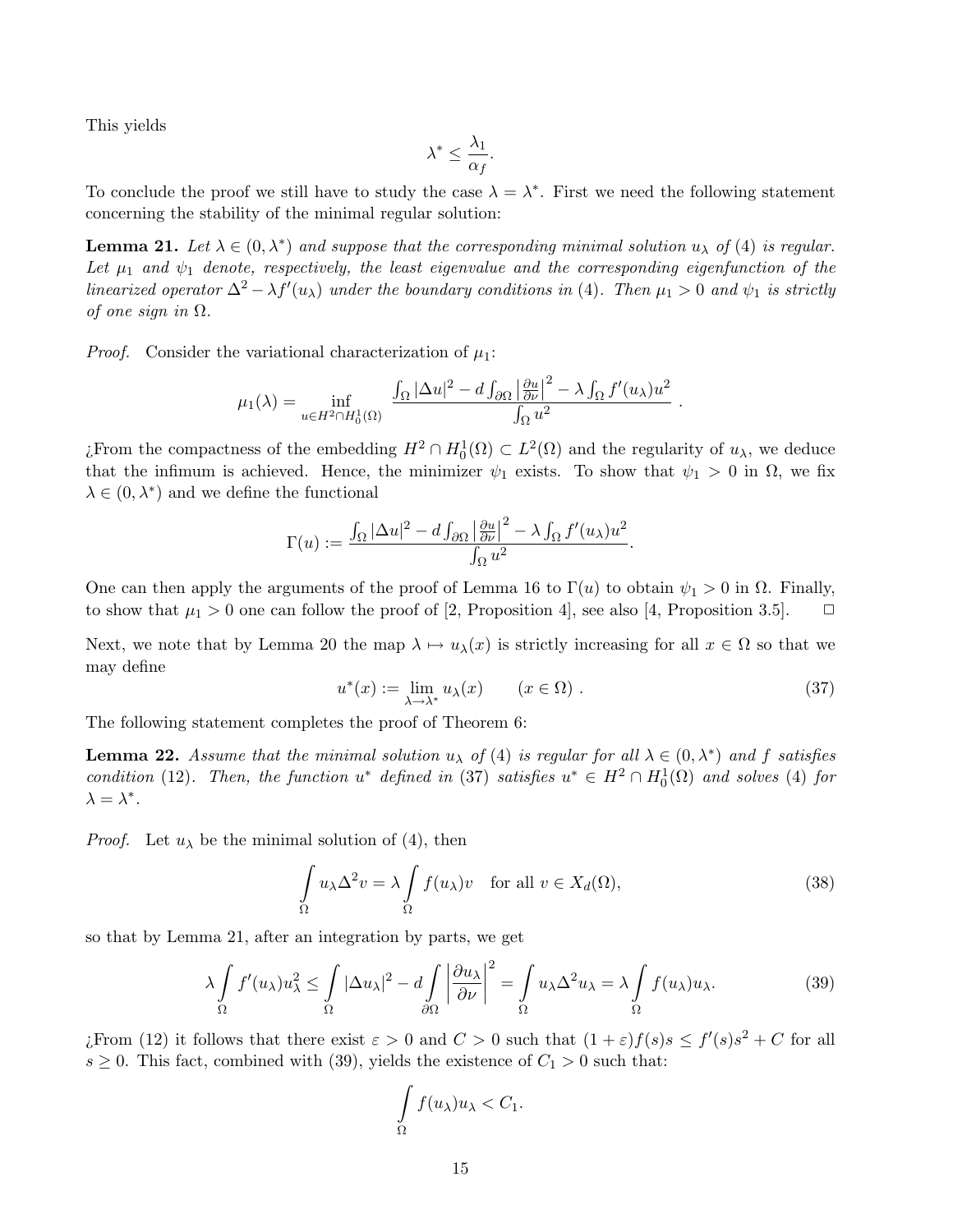This yields

$$\lambda^* \leq \frac{\lambda_1}{\alpha_f}.$$

To conclude the proof we still have to study the case $\lambda = \lambda^*$. First we need the following statement concerning the stability of the minimal regular solution:

**Lemma 21.** *Let $\lambda \in (0, \lambda^*)$ and suppose that the corresponding minimal solution $u_\lambda$ of (4) is regular. Let $\mu_1$ and $\psi_1$ denote, respectively, the least eigenvalue and the corresponding eigenfunction of the linearized operator $\Delta^2 - \lambda f'(u_\lambda)$ under the boundary conditions in (4). Then $\mu_1 > 0$ and $\psi_1$ is strictly of one sign in $\Omega$.*

*Proof.* Consider the variational characterization of $\mu_1$:

$$\mu_1(\lambda) = \inf_{u \in H^2 \cap H^1_0(\Omega)} \frac{\int_\Omega |\Delta u|^2 - d \int_{\partial\Omega} \left|\frac{\partial u}{\partial \nu}\right|^2 - \lambda \int_\Omega f'(u_\lambda) u^2}{\int_\Omega u^2} .$$

¿From the compactness of the embedding $H^2 \cap H^1_0(\Omega) \subset L^2(\Omega)$ and the regularity of $u_\lambda$, we deduce that the infimum is achieved. Hence, the minimizer $\psi_1$ exists. To show that $\psi_1 > 0$ in $\Omega$, we fix $\lambda \in (0, \lambda^*)$ and we define the functional

$$\Gamma(u) := \frac{\int_\Omega |\Delta u|^2 - d \int_{\partial\Omega} \left|\frac{\partial u}{\partial \nu}\right|^2 - \lambda \int_\Omega f'(u_\lambda) u^2}{\int_\Omega u^2}.$$

One can then apply the arguments of the proof of Lemma 16 to $\Gamma(u)$ to obtain $\psi_1 > 0$ in $\Omega$. Finally, to show that $\mu_1 > 0$ one can follow the proof of [2, Proposition 4], see also [4, Proposition 3.5]. $\square$

Next, we note that by Lemma 20 the map $\lambda \mapsto u_\lambda(x)$ is strictly increasing for all $x \in \Omega$ so that we may define

$$u^*(x) := \lim_{\lambda \to \lambda^*} u_\lambda(x) \qquad (x \in \Omega) . \tag{37}$$

The following statement completes the proof of Theorem 6:

**Lemma 22.** *Assume that the minimal solution $u_\lambda$ of (4) is regular for all $\lambda \in (0, \lambda^*)$ and $f$ satisfies condition (12). Then, the function $u^*$ defined in (37) satisfies $u^* \in H^2 \cap H^1_0(\Omega)$ and solves (4) for $\lambda = \lambda^*$.*

*Proof.* Let $u_\lambda$ be the minimal solution of (4), then

$$\int_\Omega u_\lambda \Delta^2 v = \lambda \int_\Omega f(u_\lambda) v \quad \text{for all } v \in X_d(\Omega), \tag{38}$$

so that by Lemma 21, after an integration by parts, we get

$$\lambda \int_\Omega f'(u_\lambda) u_\lambda^2 \leq \int_\Omega |\Delta u_\lambda|^2 - d \int_{\partial\Omega} \left|\frac{\partial u_\lambda}{\partial \nu}\right|^2 = \int_\Omega u_\lambda \Delta^2 u_\lambda = \lambda \int_\Omega f(u_\lambda) u_\lambda. \tag{39}$$

¿From (12) it follows that there exist $\varepsilon > 0$ and $C > 0$ such that $(1 + \varepsilon) f(s) s \leq f'(s) s^2 + C$ for all $s \geq 0$. This fact, combined with (39), yields the existence of $C_1 > 0$ such that:

$$\int_\Omega f(u_\lambda) u_\lambda < C_1.$$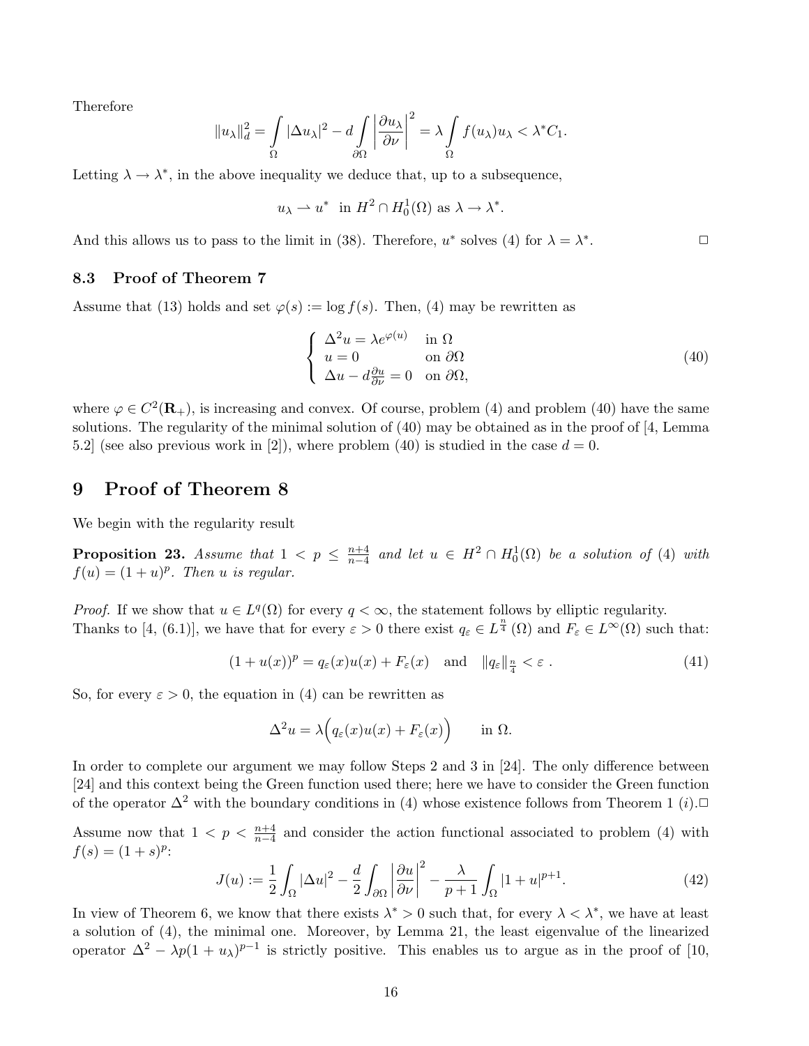Therefore

$$\|u_\lambda\|_d^2 = \int_\Omega |\Delta u_\lambda|^2 - d\int_{\partial\Omega} \left|\frac{\partial u_\lambda}{\partial \nu}\right|^2 = \lambda \int_\Omega f(u_\lambda)u_\lambda < \lambda^* C_1.$$

Letting $\lambda \to \lambda^*$, in the above inequality we deduce that, up to a subsequence,

$$u_\lambda \rightharpoonup u^* \ \text{ in } H^2 \cap H_0^1(\Omega) \text{ as } \lambda \to \lambda^*.$$

And this allows us to pass to the limit in (38). Therefore, $u^*$ solves (4) for $\lambda = \lambda^*$. □

### 8.3 Proof of Theorem 7

Assume that (13) holds and set $\varphi(s) := \log f(s)$. Then, (4) may be rewritten as

$$\begin{cases} \Delta^2 u = \lambda e^{\varphi(u)} & \text{in } \Omega \\ u = 0 & \text{on } \partial\Omega \\ \Delta u - d\frac{\partial u}{\partial \nu} = 0 & \text{on } \partial\Omega, \end{cases} \tag{40}$$

where $\varphi \in C^2(\mathbf{R}_+)$, is increasing and convex. Of course, problem (4) and problem (40) have the same solutions. The regularity of the minimal solution of (40) may be obtained as in the proof of [4, Lemma 5.2] (see also previous work in [2]), where problem (40) is studied in the case $d = 0$.

## 9 Proof of Theorem 8

We begin with the regularity result

**Proposition 23.** *Assume that $1 < p \leq \frac{n+4}{n-4}$ and let $u \in H^2 \cap H_0^1(\Omega)$ be a solution of (4) with $f(u) = (1+u)^p$. Then $u$ is regular.*

*Proof.* If we show that $u \in L^q(\Omega)$ for every $q < \infty$, the statement follows by elliptic regularity. Thanks to [4, (6.1)], we have that for every $\varepsilon > 0$ there exist $q_\varepsilon \in L^{\frac{n}{4}}(\Omega)$ and $F_\varepsilon \in L^\infty(\Omega)$ such that:

$$(1+u(x))^p = q_\varepsilon(x)u(x) + F_\varepsilon(x) \quad \text{and} \quad \|q_\varepsilon\|_{\frac{n}{4}} < \varepsilon\ . \tag{41}$$

So, for every $\varepsilon > 0$, the equation in (4) can be rewritten as

$$\Delta^2 u = \lambda\Big(q_\varepsilon(x)u(x) + F_\varepsilon(x)\Big) \qquad \text{in } \Omega.$$

In order to complete our argument we may follow Steps 2 and 3 in [24]. The only difference between [24] and this context being the Green function used there; here we have to consider the Green function of the operator $\Delta^2$ with the boundary conditions in (4) whose existence follows from Theorem 1 $(i)$.□

Assume now that $1 < p < \frac{n+4}{n-4}$ and consider the action functional associated to problem (4) with $f(s) = (1+s)^p$:

$$J(u) := \frac{1}{2}\int_\Omega |\Delta u|^2 - \frac{d}{2}\int_{\partial\Omega} \left|\frac{\partial u}{\partial \nu}\right|^2 - \frac{\lambda}{p+1}\int_\Omega |1+u|^{p+1}. \tag{42}$$

In view of Theorem 6, we know that there exists $\lambda^* > 0$ such that, for every $\lambda < \lambda^*$, we have at least a solution of (4), the minimal one. Moreover, by Lemma 21, the least eigenvalue of the linearized operator $\Delta^2 - \lambda p(1+u_\lambda)^{p-1}$ is strictly positive. This enables us to argue as in the proof of [10,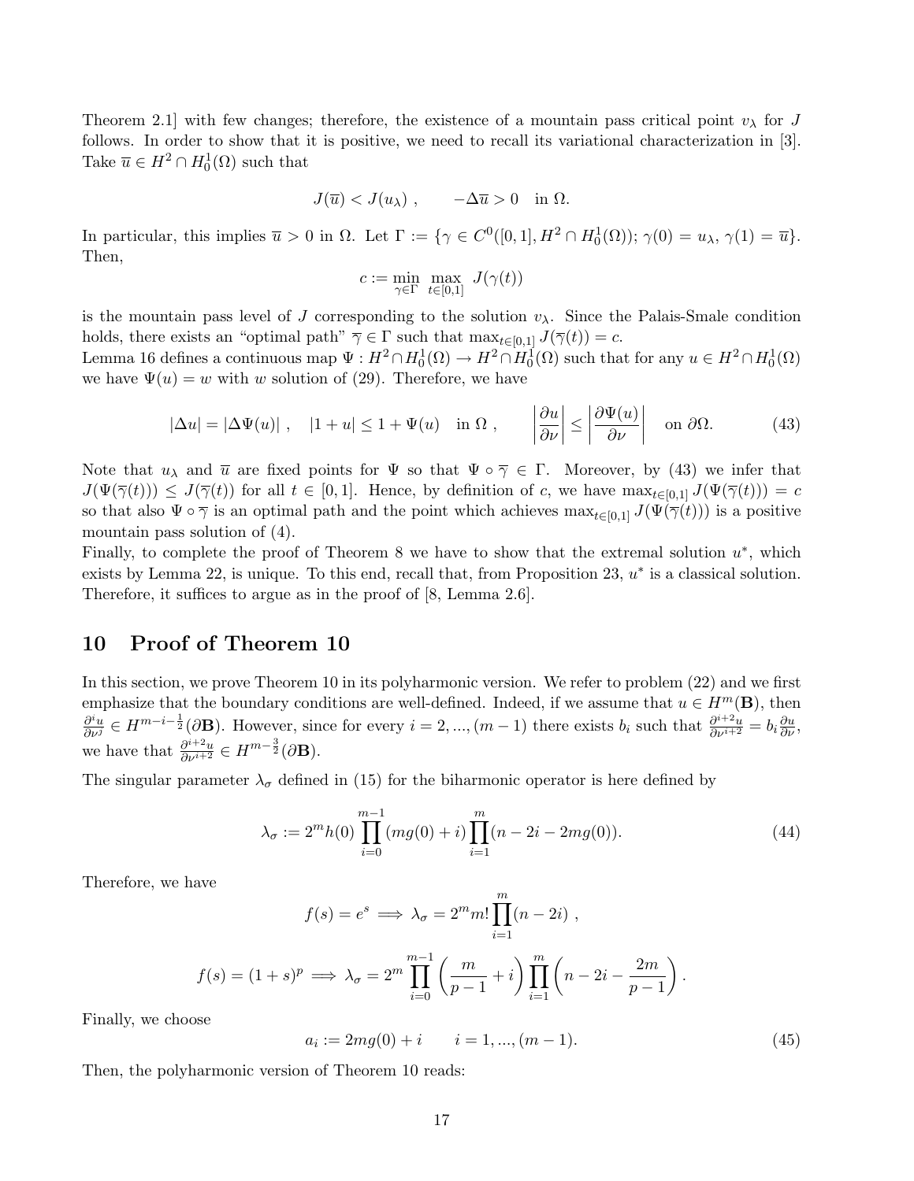Theorem 2.1] with few changes; therefore, the existence of a mountain pass critical point $v_\lambda$ for $J$ follows. In order to show that it is positive, we need to recall its variational characterization in [3]. Take $\overline{u} \in H^2 \cap H_0^1(\Omega)$ such that

$$J(\overline{u}) < J(u_\lambda) \ , \qquad -\Delta \overline{u} > 0 \quad \text{in } \Omega.$$

In particular, this implies $\overline{u} > 0$ in $\Omega$. Let $\Gamma := \{\gamma \in C^0([0,1], H^2 \cap H_0^1(\Omega));\ \gamma(0) = u_\lambda,\ \gamma(1) = \overline{u}\}$. Then,

$$c := \min_{\gamma \in \Gamma} \max_{t \in [0,1]} J(\gamma(t))$$

is the mountain pass level of $J$ corresponding to the solution $v_\lambda$. Since the Palais-Smale condition holds, there exists an "optimal path" $\overline{\gamma} \in \Gamma$ such that $\max_{t\in[0,1]} J(\overline{\gamma}(t)) = c$.
Lemma 16 defines a continuous map $\Psi : H^2 \cap H_0^1(\Omega) \to H^2 \cap H_0^1(\Omega)$ such that for any $u \in H^2 \cap H_0^1(\Omega)$ we have $\Psi(u) = w$ with $w$ solution of (29). Therefore, we have

$$|\Delta u| = |\Delta \Psi(u)| \ , \quad |1 + u| \leq 1 + \Psi(u) \quad \text{in } \Omega \ , \qquad \left|\frac{\partial u}{\partial \nu}\right| \leq \left|\frac{\partial \Psi(u)}{\partial \nu}\right| \quad \text{on } \partial\Omega. \tag{43}$$

Note that $u_\lambda$ and $\overline{u}$ are fixed points for $\Psi$ so that $\Psi \circ \overline{\gamma} \in \Gamma$. Moreover, by (43) we infer that $J(\Psi(\overline{\gamma}(t))) \leq J(\overline{\gamma}(t))$ for all $t \in [0,1]$. Hence, by definition of $c$, we have $\max_{t\in[0,1]} J(\Psi(\overline{\gamma}(t))) = c$ so that also $\Psi \circ \overline{\gamma}$ is an optimal path and the point which achieves $\max_{t\in[0,1]} J(\Psi(\overline{\gamma}(t)))$ is a positive mountain pass solution of (4).
Finally, to complete the proof of Theorem 8 we have to show that the extremal solution $u^*$, which exists by Lemma 22, is unique. To this end, recall that, from Proposition 23, $u^*$ is a classical solution. Therefore, it suffices to argue as in the proof of [8, Lemma 2.6].

# 10 Proof of Theorem 10

In this section, we prove Theorem 10 in its polyharmonic version. We refer to problem (22) and we first emphasize that the boundary conditions are well-defined. Indeed, if we assume that $u \in H^m(\mathbf{B})$, then $\frac{\partial^i u}{\partial \nu^j} \in H^{m-i-\frac{1}{2}}(\partial \mathbf{B})$. However, since for every $i = 2, ..., (m-1)$ there exists $b_i$ such that $\frac{\partial^{i+2} u}{\partial \nu^{i+2}} = b_i \frac{\partial u}{\partial \nu}$, we have that $\frac{\partial^{i+2} u}{\partial \nu^{i+2}} \in H^{m-\frac{3}{2}}(\partial \mathbf{B})$.

The singular parameter $\lambda_\sigma$ defined in (15) for the biharmonic operator is here defined by

$$\lambda_\sigma := 2^m h(0) \prod_{i=0}^{m-1} (mg(0) + i) \prod_{i=1}^{m} (n - 2i - 2mg(0)). \tag{44}$$

Therefore, we have

$$f(s) = e^s \implies \lambda_\sigma = 2^m m! \prod_{i=1}^{m} (n - 2i) \ ,$$

$$f(s) = (1+s)^p \implies \lambda_\sigma = 2^m \prod_{i=0}^{m-1} \left(\frac{m}{p-1} + i\right) \prod_{i=1}^{m} \left(n - 2i - \frac{2m}{p-1}\right).$$

Finally, we choose

$$a_i := 2mg(0) + i \qquad i = 1, ..., (m-1). \tag{45}$$

Then, the polyharmonic version of Theorem 10 reads: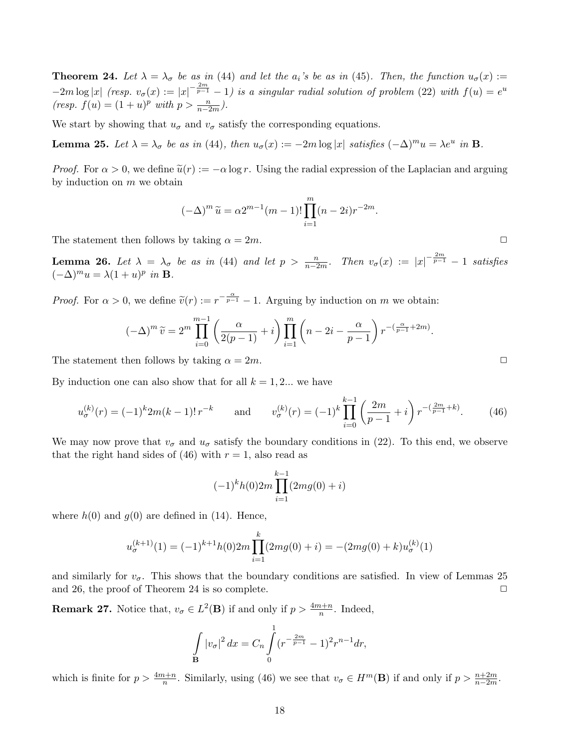**Theorem 24.** *Let $\lambda = \lambda_\sigma$ be as in (44) and let the $a_i$'s be as in (45). Then, the function $u_\sigma(x) := -2m \log |x|$ (resp. $v_\sigma(x) := |x|^{-\frac{2m}{p-1}} - 1$) is a singular radial solution of problem (22) with $f(u) = e^u$ (resp. $f(u) = (1+u)^p$ with $p > \frac{n}{n-2m}$).*

We start by showing that $u_\sigma$ and $v_\sigma$ satisfy the corresponding equations.

**Lemma 25.** *Let $\lambda = \lambda_\sigma$ be as in (44), then $u_\sigma(x) := -2m \log |x|$ satisfies $(-\Delta)^m u = \lambda e^u$ in $\mathbf{B}$.*

*Proof.* For $\alpha > 0$, we define $\widetilde{u}(r) := -\alpha \log r$. Using the radial expression of the Laplacian and arguing by induction on $m$ we obtain

$$(-\Delta)^m \widetilde{u} = \alpha 2^{m-1}(m-1)! \prod_{i=1}^{m} (n-2i) r^{-2m}.$$

The statement then follows by taking $\alpha = 2m$. $\square$

**Lemma 26.** *Let $\lambda = \lambda_\sigma$ be as in (44) and let $p > \frac{n}{n-2m}$. Then $v_\sigma(x) := |x|^{-\frac{2m}{p-1}} - 1$ satisfies $(-\Delta)^m u = \lambda(1+u)^p$ in $\mathbf{B}$.*

*Proof.* For $\alpha > 0$, we define $\widetilde{v}(r) := r^{-\frac{\alpha}{p-1}} - 1$. Arguing by induction on $m$ we obtain:

$$(-\Delta)^m \widetilde{v} = 2^m \prod_{i=0}^{m-1} \left( \frac{\alpha}{2(p-1)} + i \right) \prod_{i=1}^{m} \left( n - 2i - \frac{\alpha}{p-1} \right) r^{-(\frac{\alpha}{p-1} + 2m)}.$$

The statement then follows by taking $\alpha = 2m$. $\square$

By induction one can also show that for all $k = 1, 2...$ we have

$$u_\sigma^{(k)}(r) = (-1)^k 2m(k-1)!\, r^{-k} \qquad \text{and} \qquad v_\sigma^{(k)}(r) = (-1)^k \prod_{i=0}^{k-1} \left( \frac{2m}{p-1} + i \right) r^{-(\frac{2m}{p-1} + k)}. \tag{46}$$

We may now prove that $v_\sigma$ and $u_\sigma$ satisfy the boundary conditions in (22). To this end, we observe that the right hand sides of (46) with $r = 1$, also read as

$$(-1)^k h(0) 2m \prod_{i=1}^{k-1} (2mg(0) + i)$$

where $h(0)$ and $g(0)$ are defined in (14). Hence,

$$u_\sigma^{(k+1)}(1) = (-1)^{k+1} h(0) 2m \prod_{i=1}^{k} (2mg(0) + i) = -(2mg(0) + k) u_\sigma^{(k)}(1)$$

and similarly for $v_\sigma$. This shows that the boundary conditions are satisfied. In view of Lemmas 25 and 26, the proof of Theorem 24 is so complete. $\square$

**Remark 27.** Notice that, $v_\sigma \in L^2(\mathbf{B})$ if and only if $p > \frac{4m+n}{n}$. Indeed,

$$\int_{\mathbf{B}} |v_\sigma|^2 \, dx = C_n \int_0^1 (r^{-\frac{2m}{p-1}} - 1)^2 r^{n-1} dr,$$

which is finite for $p > \frac{4m+n}{n}$. Similarly, using (46) we see that $v_\sigma \in H^m(\mathbf{B})$ if and only if $p > \frac{n+2m}{n-2m}$.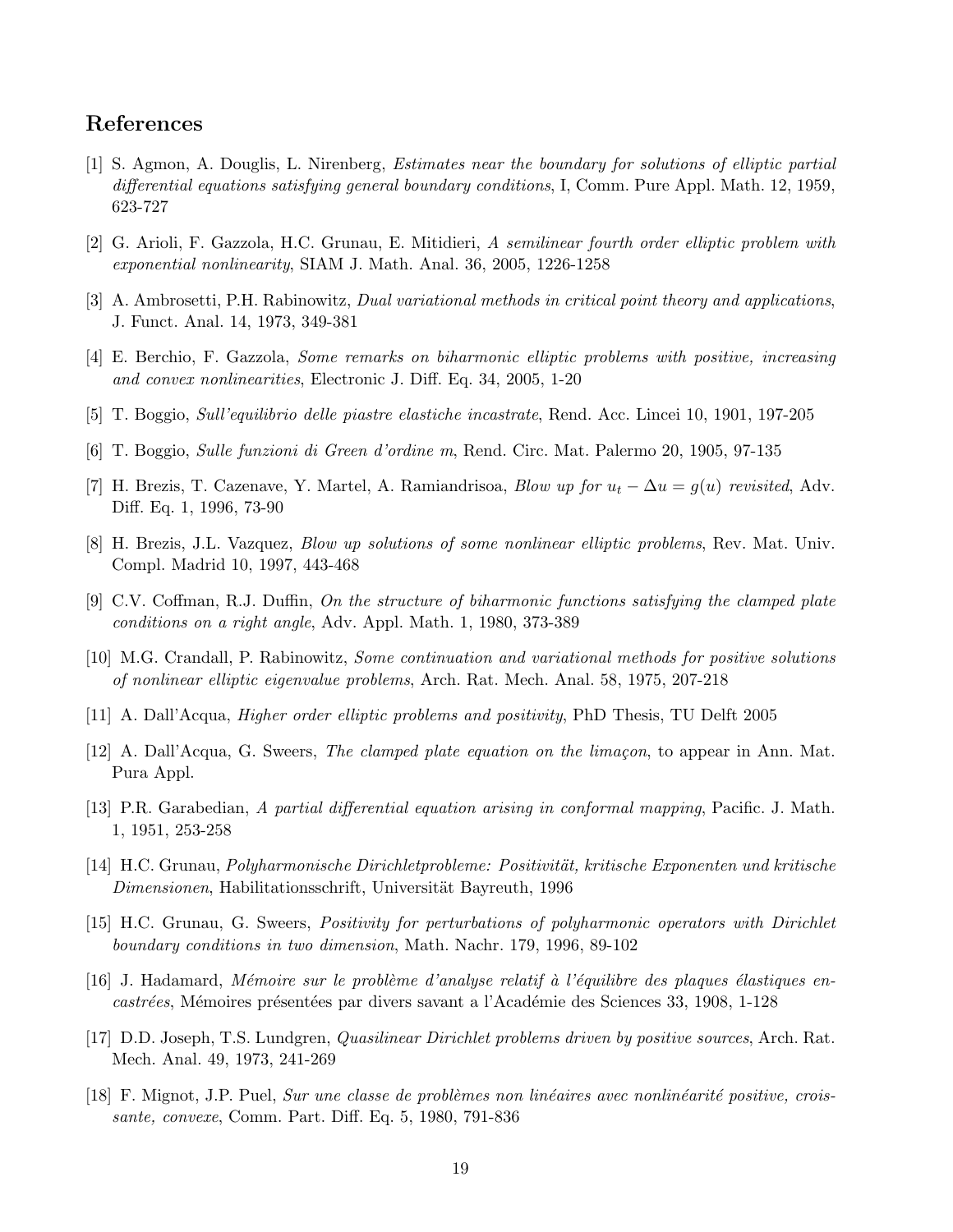## References

[1] S. Agmon, A. Douglis, L. Nirenberg, *Estimates near the boundary for solutions of elliptic partial differential equations satisfying general boundary conditions*, I, Comm. Pure Appl. Math. 12, 1959, 623-727

[2] G. Arioli, F. Gazzola, H.C. Grunau, E. Mitidieri, *A semilinear fourth order elliptic problem with exponential nonlinearity*, SIAM J. Math. Anal. 36, 2005, 1226-1258

[3] A. Ambrosetti, P.H. Rabinowitz, *Dual variational methods in critical point theory and applications*, J. Funct. Anal. 14, 1973, 349-381

[4] E. Berchio, F. Gazzola, *Some remarks on biharmonic elliptic problems with positive, increasing and convex nonlinearities*, Electronic J. Diff. Eq. 34, 2005, 1-20

[5] T. Boggio, *Sull'equilibrio delle piastre elastiche incastrate*, Rend. Acc. Lincei 10, 1901, 197-205

[6] T. Boggio, *Sulle funzioni di Green d'ordine m*, Rend. Circ. Mat. Palermo 20, 1905, 97-135

[7] H. Brezis, T. Cazenave, Y. Martel, A. Ramiandrisoa, *Blow up for $u_t - \Delta u = g(u)$ revisited*, Adv. Diff. Eq. 1, 1996, 73-90

[8] H. Brezis, J.L. Vazquez, *Blow up solutions of some nonlinear elliptic problems*, Rev. Mat. Univ. Compl. Madrid 10, 1997, 443-468

[9] C.V. Coffman, R.J. Duffin, *On the structure of biharmonic functions satisfying the clamped plate conditions on a right angle*, Adv. Appl. Math. 1, 1980, 373-389

[10] M.G. Crandall, P. Rabinowitz, *Some continuation and variational methods for positive solutions of nonlinear elliptic eigenvalue problems*, Arch. Rat. Mech. Anal. 58, 1975, 207-218

[11] A. Dall'Acqua, *Higher order elliptic problems and positivity*, PhD Thesis, TU Delft 2005

[12] A. Dall'Acqua, G. Sweers, *The clamped plate equation on the limaçon*, to appear in Ann. Mat. Pura Appl.

[13] P.R. Garabedian, *A partial differential equation arising in conformal mapping*, Pacific. J. Math. 1, 1951, 253-258

[14] H.C. Grunau, *Polyharmonische Dirichletprobleme: Positivität, kritische Exponenten und kritische Dimensionen*, Habilitationsschrift, Universität Bayreuth, 1996

[15] H.C. Grunau, G. Sweers, *Positivity for perturbations of polyharmonic operators with Dirichlet boundary conditions in two dimension*, Math. Nachr. 179, 1996, 89-102

[16] J. Hadamard, *Mémoire sur le problème d'analyse relatif à l'équilibre des plaques élastiques encastrées*, Mémoires présentées par divers savant a l'Académie des Sciences 33, 1908, 1-128

[17] D.D. Joseph, T.S. Lundgren, *Quasilinear Dirichlet problems driven by positive sources*, Arch. Rat. Mech. Anal. 49, 1973, 241-269

[18] F. Mignot, J.P. Puel, *Sur une classe de problèmes non linéaires avec nonlinéarité positive, croissante, convexe*, Comm. Part. Diff. Eq. 5, 1980, 791-836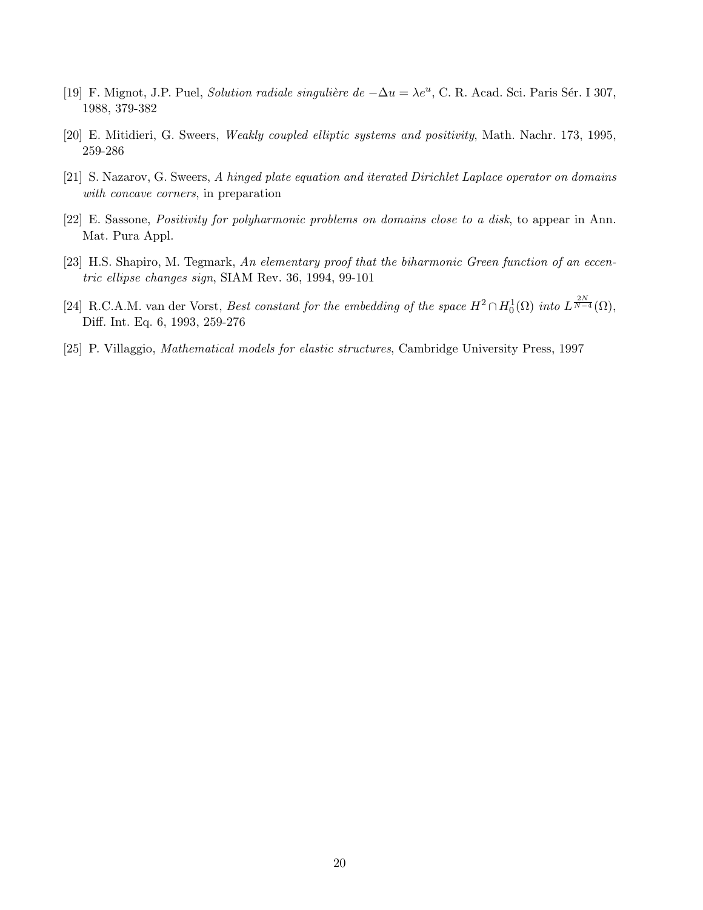[19] F. Mignot, J.P. Puel, *Solution radiale singulière de $-\Delta u = \lambda e^u$*, C. R. Acad. Sci. Paris Sér. I 307, 1988, 379-382

[20] E. Mitidieri, G. Sweers, *Weakly coupled elliptic systems and positivity*, Math. Nachr. 173, 1995, 259-286

[21] S. Nazarov, G. Sweers, *A hinged plate equation and iterated Dirichlet Laplace operator on domains with concave corners*, in preparation

[22] E. Sassone, *Positivity for polyharmonic problems on domains close to a disk*, to appear in Ann. Mat. Pura Appl.

[23] H.S. Shapiro, M. Tegmark, *An elementary proof that the biharmonic Green function of an eccentric ellipse changes sign*, SIAM Rev. 36, 1994, 99-101

[24] R.C.A.M. van der Vorst, *Best constant for the embedding of the space $H^2 \cap H^1_0(\Omega)$ into $L^{\frac{2N}{N-4}}(\Omega)$*, Diff. Int. Eq. 6, 1993, 259-276

[25] P. Villaggio, *Mathematical models for elastic structures*, Cambridge University Press, 1997